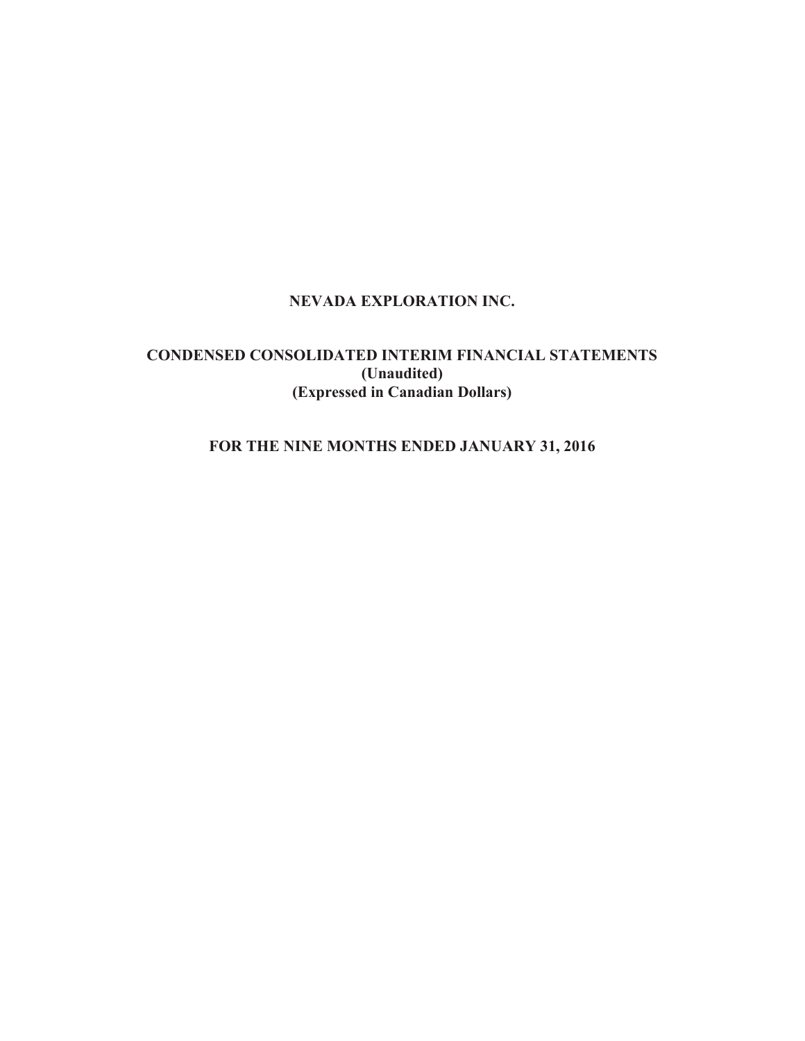# NEVADA EXPLORATION INC.

## CONDENSED CONSOLIDATED INTERIM FINANCIAL STATEMENTS
**(Unaudited)**
**(Expressed in Canadian Dollars)**

## FOR THE NINE MONTHS ENDED JANUARY 31, 2016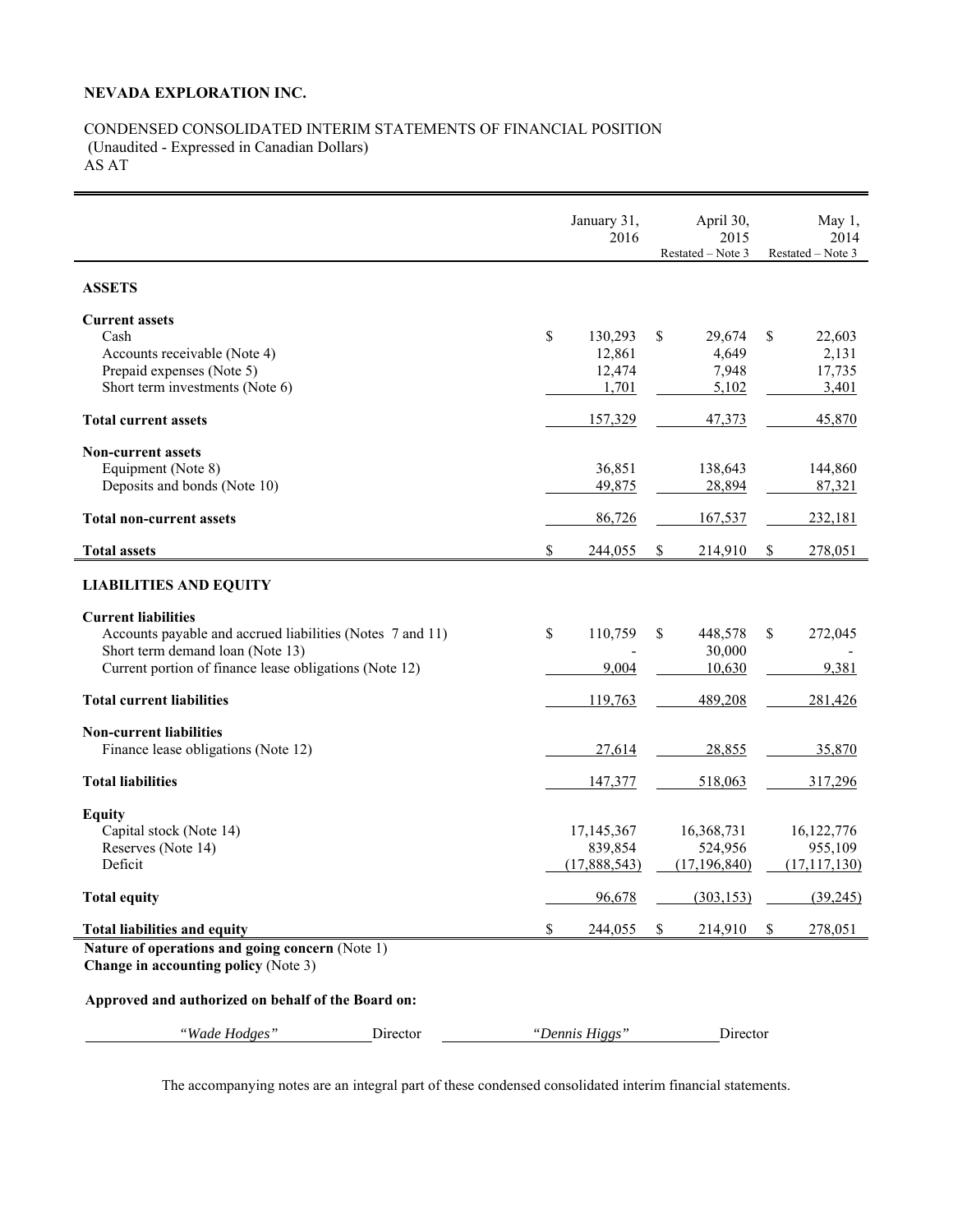**NEVADA EXPLORATION INC.**

CONDENSED CONSOLIDATED INTERIM STATEMENTS OF FINANCIAL POSITION
(Unaudited - Expressed in Canadian Dollars)
AS AT

| | January 31, 2016 | April 30, 2015 Restated – Note 3 | May 1, 2014 Restated – Note 3 |
|---|---|---|---|
| **ASSETS** | | | |
| **Current assets** | | | |
| Cash | $ 130,293 | $ 29,674 | $ 22,603 |
| Accounts receivable (Note 4) | 12,861 | 4,649 | 2,131 |
| Prepaid expenses (Note 5) | 12,474 | 7,948 | 17,735 |
| Short term investments (Note 6) | 1,701 | 5,102 | 3,401 |
| **Total current assets** | 157,329 | 47,373 | 45,870 |
| **Non-current assets** | | | |
| Equipment (Note 8) | 36,851 | 138,643 | 144,860 |
| Deposits and bonds (Note 10) | 49,875 | 28,894 | 87,321 |
| **Total non-current assets** | 86,726 | 167,537 | 232,181 |
| **Total assets** | $ 244,055 | $ 214,910 | $ 278,051 |
| **LIABILITIES AND EQUITY** | | | |
| **Current liabilities** | | | |
| Accounts payable and accrued liabilities (Notes 7 and 11) | $ 110,759 | $ 448,578 | $ 272,045 |
| Short term demand loan (Note 13) | - | 30,000 | - |
| Current portion of finance lease obligations (Note 12) | 9,004 | 10,630 | 9,381 |
| **Total current liabilities** | 119,763 | 489,208 | 281,426 |
| **Non-current liabilities** | | | |
| Finance lease obligations (Note 12) | 27,614 | 28,855 | 35,870 |
| **Total liabilities** | 147,377 | 518,063 | 317,296 |
| **Equity** | | | |
| Capital stock (Note 14) | 17,145,367 | 16,368,731 | 16,122,776 |
| Reserves (Note 14) | 839,854 | 524,956 | 955,109 |
| Deficit | (17,888,543) | (17,196,840) | (17,117,130) |
| **Total equity** | 96,678 | (303,153) | (39,245) |
| **Total liabilities and equity** | $ 244,055 | $ 214,910 | $ 278,051 |

**Nature of operations and going concern** (Note 1)
**Change in accounting policy** (Note 3)

**Approved and authorized on behalf of the Board on:**

*"Wade Hodges"* Director *"Dennis Higgs"* Director

The accompanying notes are an integral part of these condensed consolidated interim financial statements.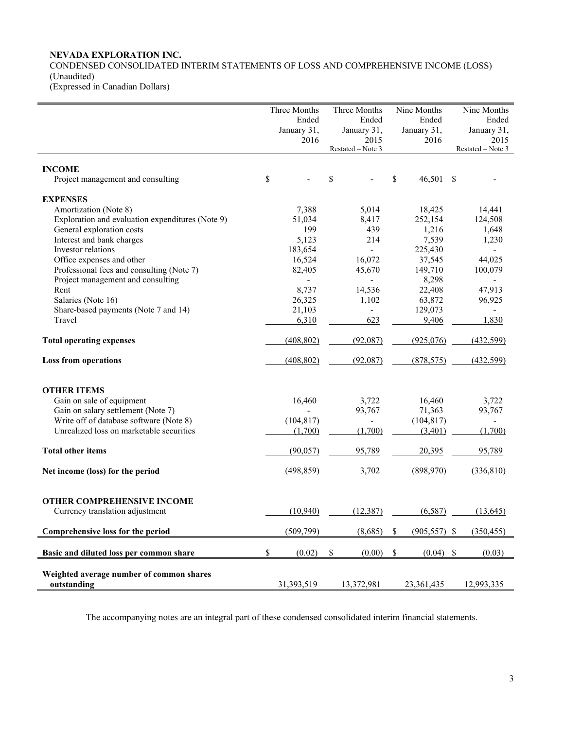**NEVADA EXPLORATION INC.**
CONDENSED CONSOLIDATED INTERIM STATEMENTS OF LOSS AND COMPREHENSIVE INCOME (LOSS)
(Unaudited)
(Expressed in Canadian Dollars)

| | Three Months Ended January 31, 2016 | Three Months Ended January 31, 2015 Restated – Note 3 | Nine Months Ended January 31, 2016 | Nine Months Ended January 31, 2015 Restated – Note 3 |
|---|---|---|---|---|
| **INCOME** | | | | |
| Project management and consulting | $ - | $ - | $ 46,501 | $ - |
| **EXPENSES** | | | | |
| Amortization (Note 8) | 7,388 | 5,014 | 18,425 | 14,441 |
| Exploration and evaluation expenditures (Note 9) | 51,034 | 8,417 | 252,154 | 124,508 |
| General exploration costs | 199 | 439 | 1,216 | 1,648 |
| Interest and bank charges | 5,123 | 214 | 7,539 | 1,230 |
| Investor relations | 183,654 | - | 225,430 | - |
| Office expenses and other | 16,524 | 16,072 | 37,545 | 44,025 |
| Professional fees and consulting (Note 7) | 82,405 | 45,670 | 149,710 | 100,079 |
| Project management and consulting | - | - | 8,298 | - |
| Rent | 8,737 | 14,536 | 22,408 | 47,913 |
| Salaries (Note 16) | 26,325 | 1,102 | 63,872 | 96,925 |
| Share-based payments (Note 7 and 14) | 21,103 | - | 129,073 | - |
| Travel | 6,310 | 623 | 9,406 | 1,830 |
| **Total operating expenses** | (408,802) | (92,087) | (925,076) | (432,599) |
| **Loss from operations** | (408,802) | (92,087) | (878,575) | (432,599) |
| **OTHER ITEMS** | | | | |
| Gain on sale of equipment | 16,460 | 3,722 | 16,460 | 3,722 |
| Gain on salary settlement (Note 7) | - | 93,767 | 71,363 | 93,767 |
| Write off of database software (Note 8) | (104,817) | - | (104,817) | - |
| Unrealized loss on marketable securities | (1,700) | (1,700) | (3,401) | (1,700) |
| **Total other items** | (90,057) | 95,789 | 20,395 | 95,789 |
| **Net income (loss) for the period** | (498,859) | 3,702 | (898,970) | (336,810) |
| **OTHER COMPREHENSIVE INCOME** | | | | |
| Currency translation adjustment | (10,940) | (12,387) | (6,587) | (13,645) |
| **Comprehensive loss for the period** | (509,799) | (8,685) | $ (905,557) | $ (350,455) |
| **Basic and diluted loss per common share** | $ (0.02) | $ (0.00) | $ (0.04) | $ (0.03) |
| **Weighted average number of common shares outstanding** | 31,393,519 | 13,372,981 | 23,361,435 | 12,993,335 |

The accompanying notes are an integral part of these condensed consolidated interim financial statements.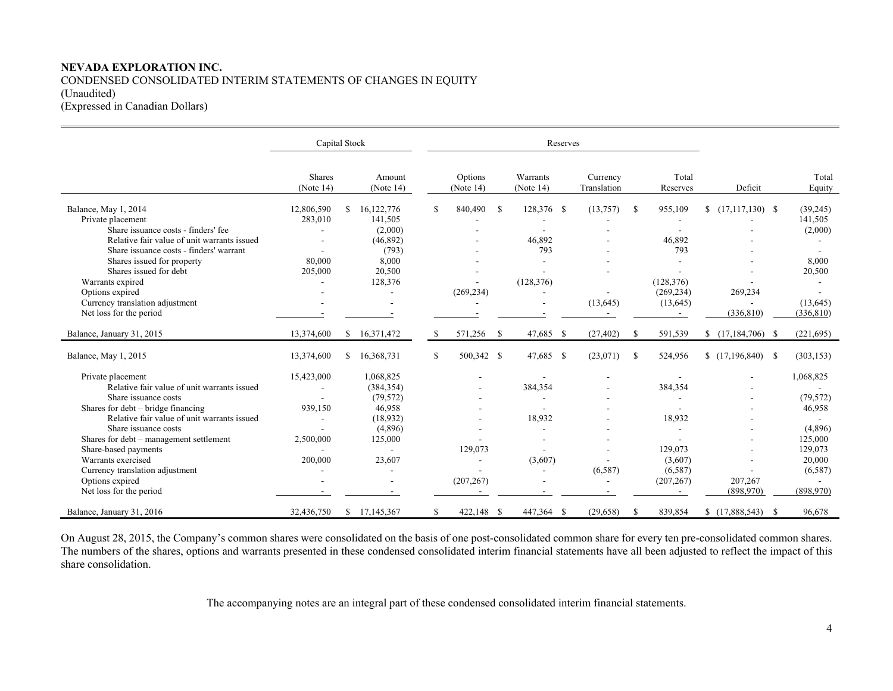**NEVADA EXPLORATION INC.**
CONDENSED CONSOLIDATED INTERIM STATEMENTS OF CHANGES IN EQUITY
(Unaudited)
(Expressed in Canadian Dollars)

| | Capital Stock | | Reserves | | | | | |
|---|---|---|---|---|---|---|---|---|
| | Shares (Note 14) | Amount (Note 14) | Options (Note 14) | Warrants (Note 14) | Currency Translation | Total Reserves | Deficit | Total Equity |
| Balance, May 1, 2014 | 12,806,590 | $ 16,122,776 | $ 840,490 | $ 128,376 | $ (13,757) | $ 955,109 | $ (17,117,130) | $ (39,245) |
| Private placement | 283,010 | 141,505 | - | - | - | - | - | 141,505 |
| Share issuance costs - finders' fee | - | (2,000) | - | - | - | - | - | (2,000) |
| Relative fair value of unit warrants issued | - | (46,892) | - | 46,892 | - | 46,892 | - | - |
| Share issuance costs - finders' warrant | - | (793) | - | 793 | - | 793 | - | - |
| Shares issued for property | 80,000 | 8,000 | - | - | - | - | - | 8,000 |
| Shares issued for debt | 205,000 | 20,500 | - | - | - | - | - | 20,500 |
| Warrants expired | - | 128,376 | - | (128,376) | | (128,376) | - | - |
| Options expired | - | - | (269,234) | - | - | (269,234) | 269,234 | - |
| Currency translation adjustment | - | - | - | - | (13,645) | (13,645) | - | (13,645) |
| Net loss for the period | - | - | - | - | - | - | (336,810) | (336,810) |
| Balance, January 31, 2015 | 13,374,600 | $ 16,371,472 | $ 571,256 | $ 47,685 | $ (27,402) | $ 591,539 | $ (17,184,706) | $ (221,695) |
| Balance, May 1, 2015 | 13,374,600 | $ 16,368,731 | $ 500,342 | $ 47,685 | $ (23,071) | $ 524,956 | $ (17,196,840) | $ (303,153) |
| Private placement | 15,423,000 | 1,068,825 | - | - | - | - | - | 1,068,825 |
| Relative fair value of unit warrants issued | - | (384,354) | - | 384,354 | - | 384,354 | - | - |
| Share issuance costs | - | (79,572) | - | - | - | - | - | (79,572) |
| Shares for debt – bridge financing | 939,150 | 46,958 | - | - | - | - | - | 46,958 |
| Relative fair value of unit warrants issued | - | (18,932) | - | 18,932 | - | 18,932 | - | - |
| Share issuance costs | - | (4,896) | - | - | - | - | - | (4,896) |
| Shares for debt – management settlement | 2,500,000 | 125,000 | - | - | - | - | - | 125,000 |
| Share-based payments | - | - | 129,073 | - | - | 129,073 | - | 129,073 |
| Warrants exercised | 200,000 | 23,607 | - | (3,607) | - | (3,607) | - | 20,000 |
| Currency translation adjustment | - | - | - | - | (6,587) | (6,587) | - | (6,587) |
| Options expired | - | - | (207,267) | - | - | (207,267) | 207,267 | - |
| Net loss for the period | - | - | - | - | - | - | (898,970) | (898,970) |
| Balance, January 31, 2016 | 32,436,750 | $ 17,145,367 | $ 422,148 | $ 447,364 | $ (29,658) | $ 839,854 | $ (17,888,543) | $ 96,678 |

On August 28, 2015, the Company's common shares were consolidated on the basis of one post-consolidated common share for every ten pre-consolidated common shares. The numbers of the shares, options and warrants presented in these condensed consolidated interim financial statements have all been adjusted to reflect the impact of this share consolidation.

The accompanying notes are an integral part of these condensed consolidated interim financial statements.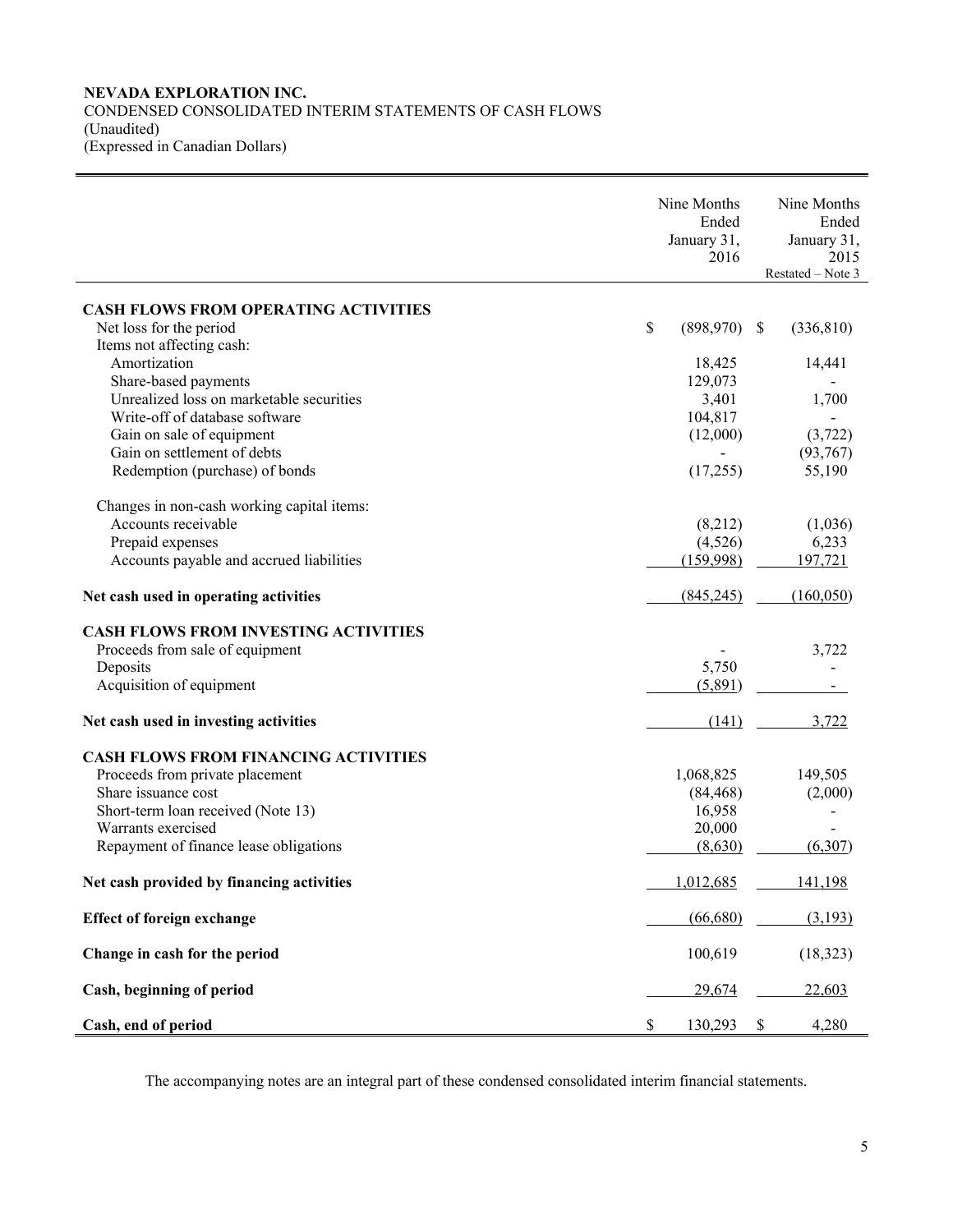**NEVADA EXPLORATION INC.**
CONDENSED CONSOLIDATED INTERIM STATEMENTS OF CASH FLOWS
(Unaudited)
(Expressed in Canadian Dollars)

| | Nine Months Ended January 31, 2016 | Nine Months Ended January 31, 2015 Restated – Note 3 |
|---|---|---|
| **CASH FLOWS FROM OPERATING ACTIVITIES** | | |
| Net loss for the period | $ (898,970) | $ (336,810) |
| Items not affecting cash: | | |
| Amortization | 18,425 | 14,441 |
| Share-based payments | 129,073 | - |
| Unrealized loss on marketable securities | 3,401 | 1,700 |
| Write-off of database software | 104,817 | - |
| Gain on sale of equipment | (12,000) | (3,722) |
| Gain on settlement of debts | - | (93,767) |
| Redemption (purchase) of bonds | (17,255) | 55,190 |
| Changes in non-cash working capital items: | | |
| Accounts receivable | (8,212) | (1,036) |
| Prepaid expenses | (4,526) | 6,233 |
| Accounts payable and accrued liabilities | (159,998) | 197,721 |
| **Net cash used in operating activities** | (845,245) | (160,050) |
| **CASH FLOWS FROM INVESTING ACTIVITIES** | | |
| Proceeds from sale of equipment | - | 3,722 |
| Deposits | 5,750 | - |
| Acquisition of equipment | (5,891) | - |
| **Net cash used in investing activities** | (141) | 3,722 |
| **CASH FLOWS FROM FINANCING ACTIVITIES** | | |
| Proceeds from private placement | 1,068,825 | 149,505 |
| Share issuance cost | (84,468) | (2,000) |
| Short-term loan received (Note 13) | 16,958 | - |
| Warrants exercised | 20,000 | - |
| Repayment of finance lease obligations | (8,630) | (6,307) |
| **Net cash provided by financing activities** | 1,012,685 | 141,198 |
| **Effect of foreign exchange** | (66,680) | (3,193) |
| **Change in cash for the period** | 100,619 | (18,323) |
| **Cash, beginning of period** | 29,674 | 22,603 |
| **Cash, end of period** | $ 130,293 | $ 4,280 |

The accompanying notes are an integral part of these condensed consolidated interim financial statements.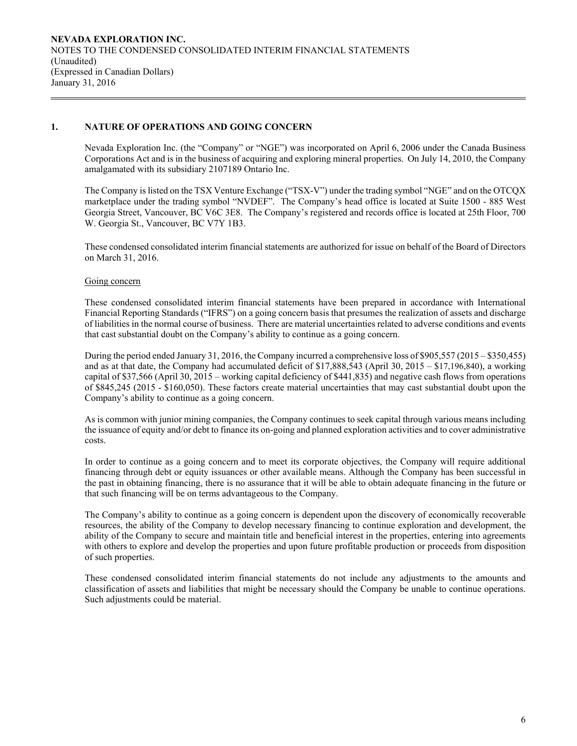NEVADA EXPLORATION INC.
NOTES TO THE CONDENSED CONSOLIDATED INTERIM FINANCIAL STATEMENTS
(Unaudited)
(Expressed in Canadian Dollars)
January 31, 2016

## 1. NATURE OF OPERATIONS AND GOING CONCERN

Nevada Exploration Inc. (the "Company" or "NGE") was incorporated on April 6, 2006 under the Canada Business Corporations Act and is in the business of acquiring and exploring mineral properties. On July 14, 2010, the Company amalgamated with its subsidiary 2107189 Ontario Inc.

The Company is listed on the TSX Venture Exchange ("TSX-V") under the trading symbol "NGE" and on the OTCQX marketplace under the trading symbol "NVDEF". The Company's head office is located at Suite 1500 - 885 West Georgia Street, Vancouver, BC V6C 3E8. The Company's registered and records office is located at 25th Floor, 700 W. Georgia St., Vancouver, BC V7Y 1B3.

These condensed consolidated interim financial statements are authorized for issue on behalf of the Board of Directors on March 31, 2016.

### Going concern

These condensed consolidated interim financial statements have been prepared in accordance with International Financial Reporting Standards ("IFRS") on a going concern basis that presumes the realization of assets and discharge of liabilities in the normal course of business. There are material uncertainties related to adverse conditions and events that cast substantial doubt on the Company's ability to continue as a going concern.

During the period ended January 31, 2016, the Company incurred a comprehensive loss of $905,557 (2015 – $350,455) and as at that date, the Company had accumulated deficit of $17,888,543 (April 30, 2015 – $17,196,840), a working capital of $37,566 (April 30, 2015 – working capital deficiency of $441,835) and negative cash flows from operations of $845,245 (2015 - $160,050). These factors create material uncertainties that may cast substantial doubt upon the Company's ability to continue as a going concern.

As is common with junior mining companies, the Company continues to seek capital through various means including the issuance of equity and/or debt to finance its on-going and planned exploration activities and to cover administrative costs.

In order to continue as a going concern and to meet its corporate objectives, the Company will require additional financing through debt or equity issuances or other available means. Although the Company has been successful in the past in obtaining financing, there is no assurance that it will be able to obtain adequate financing in the future or that such financing will be on terms advantageous to the Company.

The Company's ability to continue as a going concern is dependent upon the discovery of economically recoverable resources, the ability of the Company to develop necessary financing to continue exploration and development, the ability of the Company to secure and maintain title and beneficial interest in the properties, entering into agreements with others to explore and develop the properties and upon future profitable production or proceeds from disposition of such properties.

These condensed consolidated interim financial statements do not include any adjustments to the amounts and classification of assets and liabilities that might be necessary should the Company be unable to continue operations. Such adjustments could be material.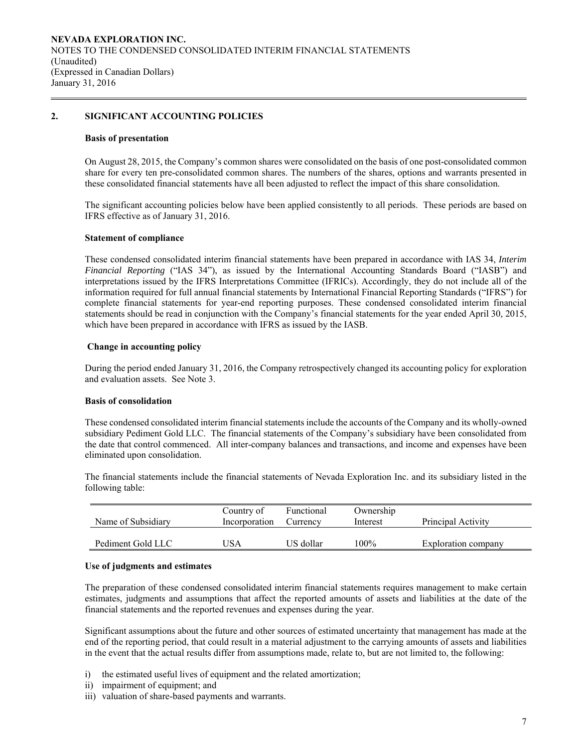## 2. SIGNIFICANT ACCOUNTING POLICIES

### Basis of presentation

On August 28, 2015, the Company's common shares were consolidated on the basis of one post-consolidated common share for every ten pre-consolidated common shares. The numbers of the shares, options and warrants presented in these consolidated financial statements have all been adjusted to reflect the impact of this share consolidation.

The significant accounting policies below have been applied consistently to all periods. These periods are based on IFRS effective as of January 31, 2016.

### Statement of compliance

These condensed consolidated interim financial statements have been prepared in accordance with IAS 34, *Interim Financial Reporting* ("IAS 34"), as issued by the International Accounting Standards Board ("IASB") and interpretations issued by the IFRS Interpretations Committee (IFRICs). Accordingly, they do not include all of the information required for full annual financial statements by International Financial Reporting Standards ("IFRS") for complete financial statements for year-end reporting purposes. These condensed consolidated interim financial statements should be read in conjunction with the Company's financial statements for the year ended April 30, 2015, which have been prepared in accordance with IFRS as issued by the IASB.

### Change in accounting policy

During the period ended January 31, 2016, the Company retrospectively changed its accounting policy for exploration and evaluation assets. See Note 3.

### Basis of consolidation

These condensed consolidated interim financial statements include the accounts of the Company and its wholly-owned subsidiary Pediment Gold LLC. The financial statements of the Company's subsidiary have been consolidated from the date that control commenced. All inter-company balances and transactions, and income and expenses have been eliminated upon consolidation.

The financial statements include the financial statements of Nevada Exploration Inc. and its subsidiary listed in the following table:

| Name of Subsidiary | Country of Incorporation | Functional Currency | Ownership Interest | Principal Activity |
|---|---|---|---|---|
| Pediment Gold LLC | USA | US dollar | 100% | Exploration company |

### Use of judgments and estimates

The preparation of these condensed consolidated interim financial statements requires management to make certain estimates, judgments and assumptions that affect the reported amounts of assets and liabilities at the date of the financial statements and the reported revenues and expenses during the year.

Significant assumptions about the future and other sources of estimated uncertainty that management has made at the end of the reporting period, that could result in a material adjustment to the carrying amounts of assets and liabilities in the event that the actual results differ from assumptions made, relate to, but are not limited to, the following:

i) the estimated useful lives of equipment and the related amortization;
ii) impairment of equipment; and
iii) valuation of share-based payments and warrants.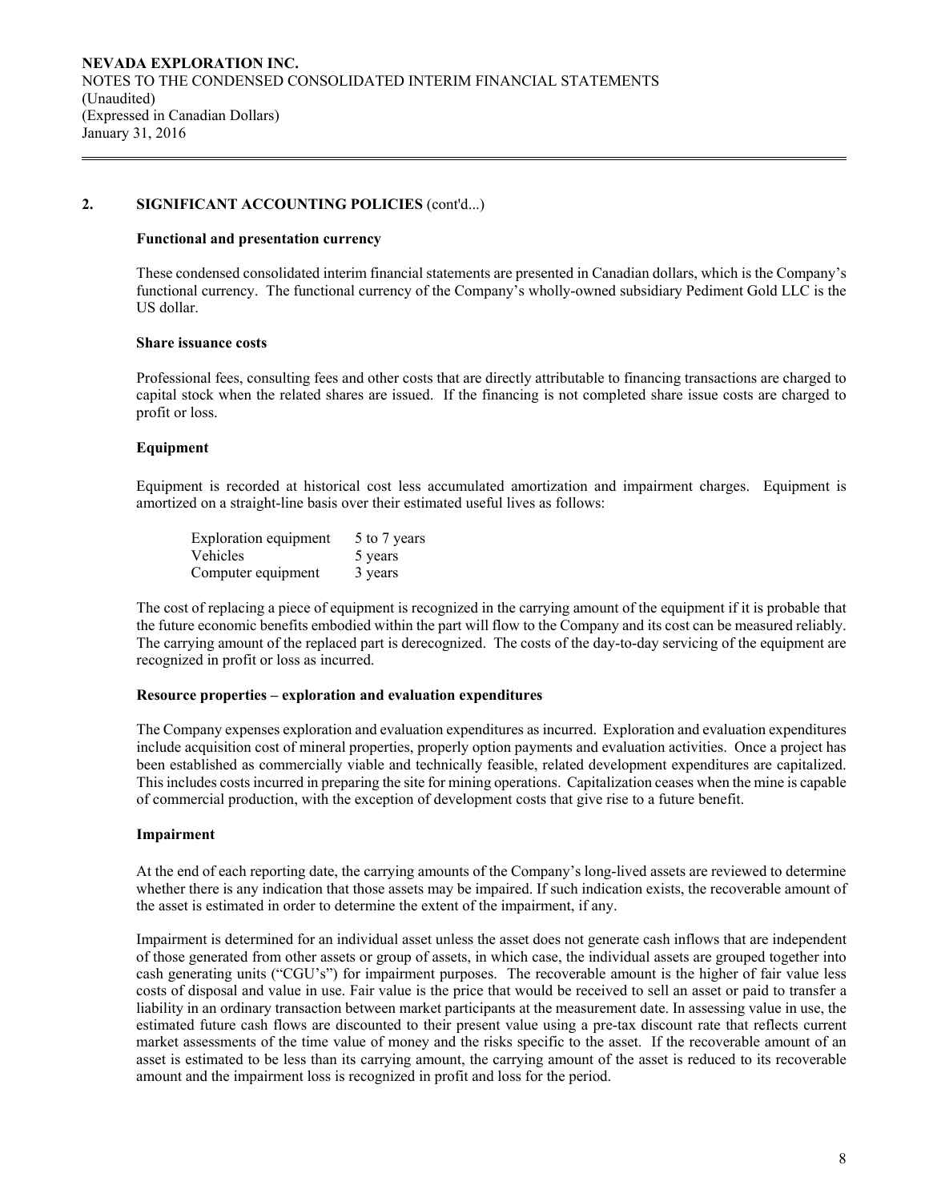## 2. SIGNIFICANT ACCOUNTING POLICIES (cont'd...)

### Functional and presentation currency

These condensed consolidated interim financial statements are presented in Canadian dollars, which is the Company's functional currency. The functional currency of the Company's wholly-owned subsidiary Pediment Gold LLC is the US dollar.

### Share issuance costs

Professional fees, consulting fees and other costs that are directly attributable to financing transactions are charged to capital stock when the related shares are issued. If the financing is not completed share issue costs are charged to profit or loss.

### Equipment

Equipment is recorded at historical cost less accumulated amortization and impairment charges. Equipment is amortized on a straight-line basis over their estimated useful lives as follows:

| | |
|---|---|
| Exploration equipment | 5 to 7 years |
| Vehicles | 5 years |
| Computer equipment | 3 years |

The cost of replacing a piece of equipment is recognized in the carrying amount of the equipment if it is probable that the future economic benefits embodied within the part will flow to the Company and its cost can be measured reliably. The carrying amount of the replaced part is derecognized. The costs of the day-to-day servicing of the equipment are recognized in profit or loss as incurred.

### Resource properties – exploration and evaluation expenditures

The Company expenses exploration and evaluation expenditures as incurred. Exploration and evaluation expenditures include acquisition cost of mineral properties, property option payments and evaluation activities. Once a project has been established as commercially viable and technically feasible, related development expenditures are capitalized. This includes costs incurred in preparing the site for mining operations. Capitalization ceases when the mine is capable of commercial production, with the exception of development costs that give rise to a future benefit.

### Impairment

At the end of each reporting date, the carrying amounts of the Company's long-lived assets are reviewed to determine whether there is any indication that those assets may be impaired. If such indication exists, the recoverable amount of the asset is estimated in order to determine the extent of the impairment, if any.

Impairment is determined for an individual asset unless the asset does not generate cash inflows that are independent of those generated from other assets or group of assets, in which case, the individual assets are grouped together into cash generating units ("CGU's") for impairment purposes. The recoverable amount is the higher of fair value less costs of disposal and value in use. Fair value is the price that would be received to sell an asset or paid to transfer a liability in an ordinary transaction between market participants at the measurement date. In assessing value in use, the estimated future cash flows are discounted to their present value using a pre-tax discount rate that reflects current market assessments of the time value of money and the risks specific to the asset. If the recoverable amount of an asset is estimated to be less than its carrying amount, the carrying amount of the asset is reduced to its recoverable amount and the impairment loss is recognized in profit and loss for the period.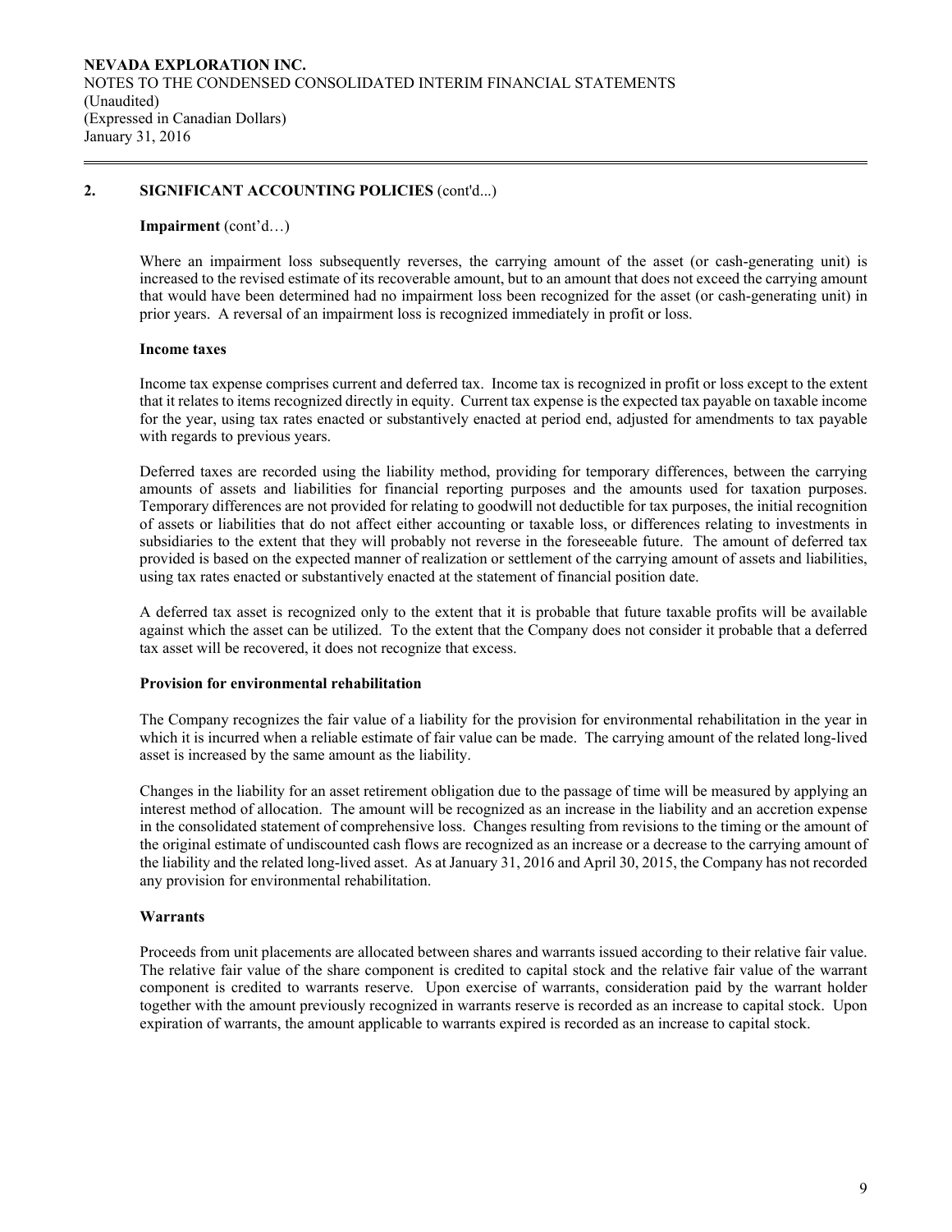## 2. SIGNIFICANT ACCOUNTING POLICIES (cont'd...)

**Impairment** (cont'd…)

Where an impairment loss subsequently reverses, the carrying amount of the asset (or cash-generating unit) is increased to the revised estimate of its recoverable amount, but to an amount that does not exceed the carrying amount that would have been determined had no impairment loss been recognized for the asset (or cash-generating unit) in prior years. A reversal of an impairment loss is recognized immediately in profit or loss.

**Income taxes**

Income tax expense comprises current and deferred tax. Income tax is recognized in profit or loss except to the extent that it relates to items recognized directly in equity. Current tax expense is the expected tax payable on taxable income for the year, using tax rates enacted or substantively enacted at period end, adjusted for amendments to tax payable with regards to previous years.

Deferred taxes are recorded using the liability method, providing for temporary differences, between the carrying amounts of assets and liabilities for financial reporting purposes and the amounts used for taxation purposes. Temporary differences are not provided for relating to goodwill not deductible for tax purposes, the initial recognition of assets or liabilities that do not affect either accounting or taxable loss, or differences relating to investments in subsidiaries to the extent that they will probably not reverse in the foreseeable future. The amount of deferred tax provided is based on the expected manner of realization or settlement of the carrying amount of assets and liabilities, using tax rates enacted or substantively enacted at the statement of financial position date.

A deferred tax asset is recognized only to the extent that it is probable that future taxable profits will be available against which the asset can be utilized. To the extent that the Company does not consider it probable that a deferred tax asset will be recovered, it does not recognize that excess.

**Provision for environmental rehabilitation**

The Company recognizes the fair value of a liability for the provision for environmental rehabilitation in the year in which it is incurred when a reliable estimate of fair value can be made. The carrying amount of the related long-lived asset is increased by the same amount as the liability.

Changes in the liability for an asset retirement obligation due to the passage of time will be measured by applying an interest method of allocation. The amount will be recognized as an increase in the liability and an accretion expense in the consolidated statement of comprehensive loss. Changes resulting from revisions to the timing or the amount of the original estimate of undiscounted cash flows are recognized as an increase or a decrease to the carrying amount of the liability and the related long-lived asset. As at January 31, 2016 and April 30, 2015, the Company has not recorded any provision for environmental rehabilitation.

**Warrants**

Proceeds from unit placements are allocated between shares and warrants issued according to their relative fair value. The relative fair value of the share component is credited to capital stock and the relative fair value of the warrant component is credited to warrants reserve. Upon exercise of warrants, consideration paid by the warrant holder together with the amount previously recognized in warrants reserve is recorded as an increase to capital stock. Upon expiration of warrants, the amount applicable to warrants expired is recorded as an increase to capital stock.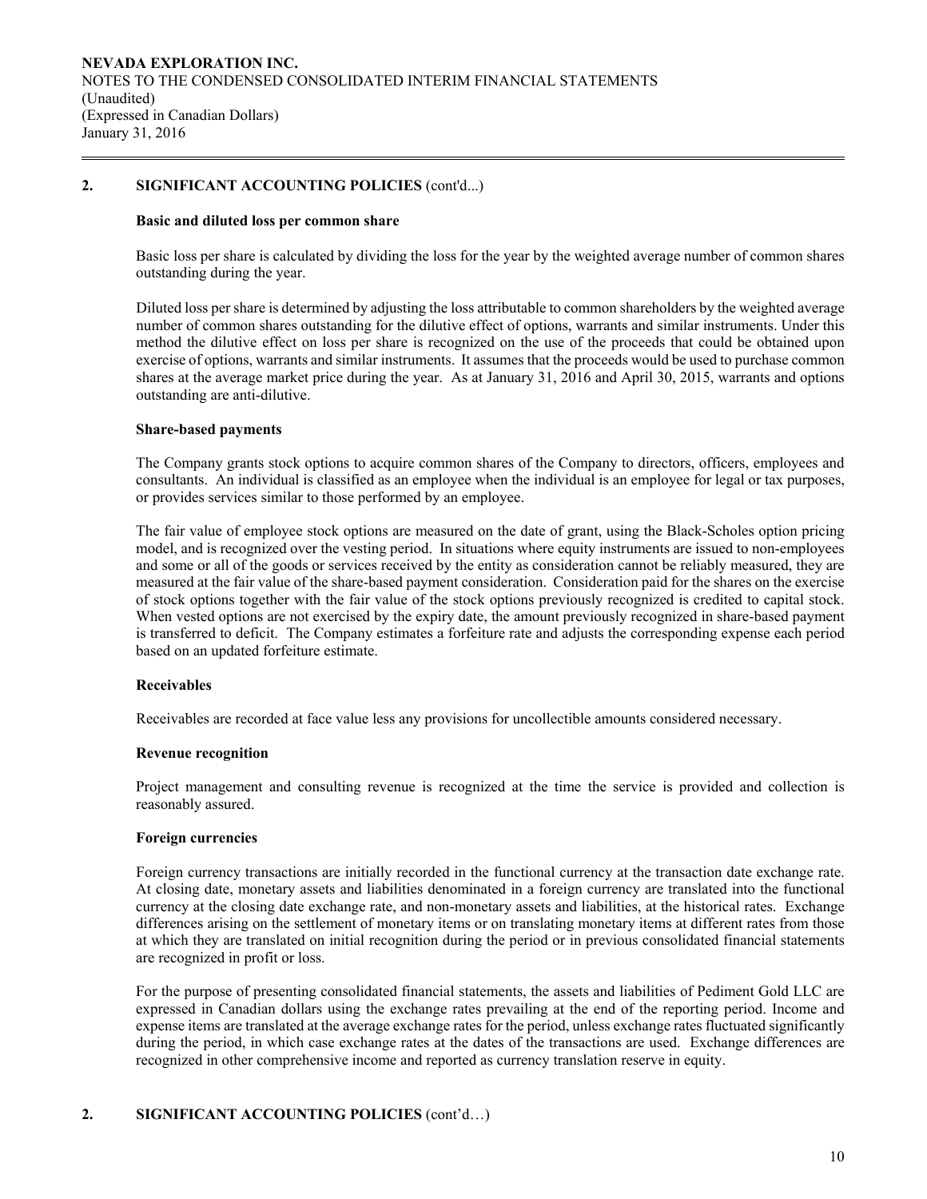## 2. SIGNIFICANT ACCOUNTING POLICIES (cont'd...)

### Basic and diluted loss per common share

Basic loss per share is calculated by dividing the loss for the year by the weighted average number of common shares outstanding during the year.

Diluted loss per share is determined by adjusting the loss attributable to common shareholders by the weighted average number of common shares outstanding for the dilutive effect of options, warrants and similar instruments. Under this method the dilutive effect on loss per share is recognized on the use of the proceeds that could be obtained upon exercise of options, warrants and similar instruments. It assumes that the proceeds would be used to purchase common shares at the average market price during the year. As at January 31, 2016 and April 30, 2015, warrants and options outstanding are anti-dilutive.

### Share-based payments

The Company grants stock options to acquire common shares of the Company to directors, officers, employees and consultants. An individual is classified as an employee when the individual is an employee for legal or tax purposes, or provides services similar to those performed by an employee.

The fair value of employee stock options are measured on the date of grant, using the Black-Scholes option pricing model, and is recognized over the vesting period. In situations where equity instruments are issued to non-employees and some or all of the goods or services received by the entity as consideration cannot be reliably measured, they are measured at the fair value of the share-based payment consideration. Consideration paid for the shares on the exercise of stock options together with the fair value of the stock options previously recognized is credited to capital stock. When vested options are not exercised by the expiry date, the amount previously recognized in share-based payment is transferred to deficit. The Company estimates a forfeiture rate and adjusts the corresponding expense each period based on an updated forfeiture estimate.

### Receivables

Receivables are recorded at face value less any provisions for uncollectible amounts considered necessary.

### Revenue recognition

Project management and consulting revenue is recognized at the time the service is provided and collection is reasonably assured.

### Foreign currencies

Foreign currency transactions are initially recorded in the functional currency at the transaction date exchange rate. At closing date, monetary assets and liabilities denominated in a foreign currency are translated into the functional currency at the closing date exchange rate, and non-monetary assets and liabilities, at the historical rates. Exchange differences arising on the settlement of monetary items or on translating monetary items at different rates from those at which they are translated on initial recognition during the period or in previous consolidated financial statements are recognized in profit or loss.

For the purpose of presenting consolidated financial statements, the assets and liabilities of Pediment Gold LLC are expressed in Canadian dollars using the exchange rates prevailing at the end of the reporting period. Income and expense items are translated at the average exchange rates for the period, unless exchange rates fluctuated significantly during the period, in which case exchange rates at the dates of the transactions are used. Exchange differences are recognized in other comprehensive income and reported as currency translation reserve in equity.

## 2. SIGNIFICANT ACCOUNTING POLICIES (cont'd…)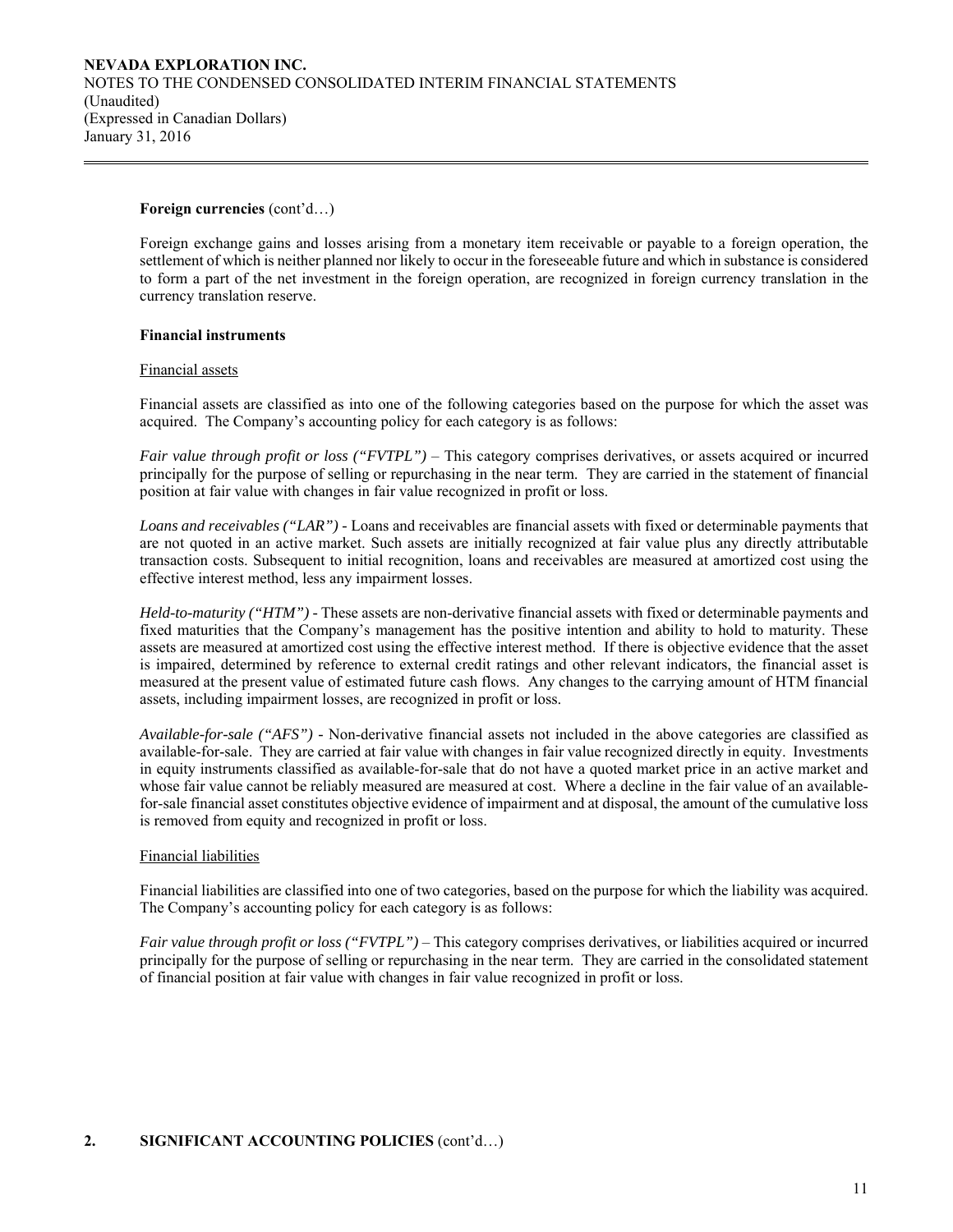**Foreign currencies** (cont'd…)

Foreign exchange gains and losses arising from a monetary item receivable or payable to a foreign operation, the settlement of which is neither planned nor likely to occur in the foreseeable future and which in substance is considered to form a part of the net investment in the foreign operation, are recognized in foreign currency translation in the currency translation reserve.

**Financial instruments**

Financial assets

Financial assets are classified as into one of the following categories based on the purpose for which the asset was acquired. The Company's accounting policy for each category is as follows:

*Fair value through profit or loss ("FVTPL")* – This category comprises derivatives, or assets acquired or incurred principally for the purpose of selling or repurchasing in the near term. They are carried in the statement of financial position at fair value with changes in fair value recognized in profit or loss.

*Loans and receivables ("LAR")* - Loans and receivables are financial assets with fixed or determinable payments that are not quoted in an active market. Such assets are initially recognized at fair value plus any directly attributable transaction costs. Subsequent to initial recognition, loans and receivables are measured at amortized cost using the effective interest method, less any impairment losses.

*Held-to-maturity ("HTM")* - These assets are non-derivative financial assets with fixed or determinable payments and fixed maturities that the Company's management has the positive intention and ability to hold to maturity. These assets are measured at amortized cost using the effective interest method. If there is objective evidence that the asset is impaired, determined by reference to external credit ratings and other relevant indicators, the financial asset is measured at the present value of estimated future cash flows. Any changes to the carrying amount of HTM financial assets, including impairment losses, are recognized in profit or loss.

*Available-for-sale ("AFS")* - Non-derivative financial assets not included in the above categories are classified as available-for-sale. They are carried at fair value with changes in fair value recognized directly in equity. Investments in equity instruments classified as available-for-sale that do not have a quoted market price in an active market and whose fair value cannot be reliably measured are measured at cost. Where a decline in the fair value of an available-for-sale financial asset constitutes objective evidence of impairment and at disposal, the amount of the cumulative loss is removed from equity and recognized in profit or loss.

Financial liabilities

Financial liabilities are classified into one of two categories, based on the purpose for which the liability was acquired. The Company's accounting policy for each category is as follows:

*Fair value through profit or loss ("FVTPL")* – This category comprises derivatives, or liabilities acquired or incurred principally for the purpose of selling or repurchasing in the near term. They are carried in the consolidated statement of financial position at fair value with changes in fair value recognized in profit or loss.

## 2. SIGNIFICANT ACCOUNTING POLICIES (cont'd…)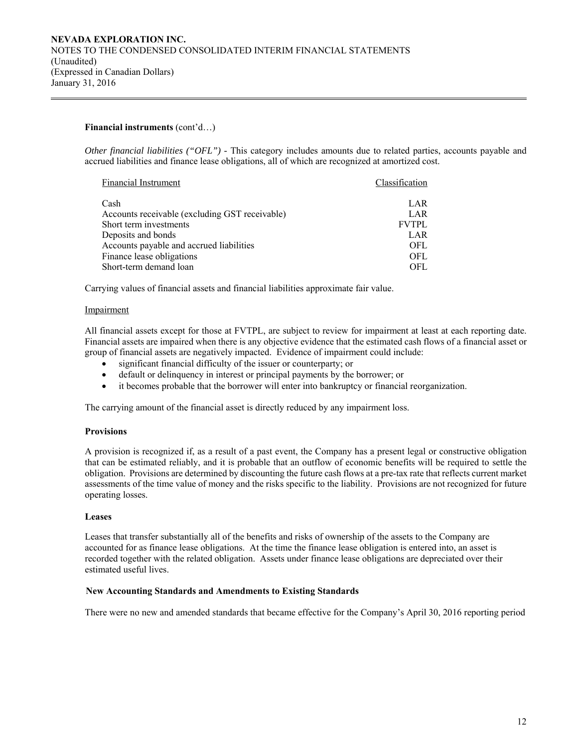**Financial instruments** (cont'd…)

*Other financial liabilities ("OFL")* - This category includes amounts due to related parties, accounts payable and accrued liabilities and finance lease obligations, all of which are recognized at amortized cost.

| Financial Instrument | Classification |
|---|---|
| Cash | LAR |
| Accounts receivable (excluding GST receivable) | LAR |
| Short term investments | FVTPL |
| Deposits and bonds | LAR |
| Accounts payable and accrued liabilities | OFL |
| Finance lease obligations | OFL |
| Short-term demand loan | OFL |

Carrying values of financial assets and financial liabilities approximate fair value.

Impairment

All financial assets except for those at FVTPL, are subject to review for impairment at least at each reporting date. Financial assets are impaired when there is any objective evidence that the estimated cash flows of a financial asset or group of financial assets are negatively impacted. Evidence of impairment could include:

- significant financial difficulty of the issuer or counterparty; or
- default or delinquency in interest or principal payments by the borrower; or
- it becomes probable that the borrower will enter into bankruptcy or financial reorganization.

The carrying amount of the financial asset is directly reduced by any impairment loss.

**Provisions**

A provision is recognized if, as a result of a past event, the Company has a present legal or constructive obligation that can be estimated reliably, and it is probable that an outflow of economic benefits will be required to settle the obligation. Provisions are determined by discounting the future cash flows at a pre-tax rate that reflects current market assessments of the time value of money and the risks specific to the liability. Provisions are not recognized for future operating losses.

**Leases**

Leases that transfer substantially all of the benefits and risks of ownership of the assets to the Company are accounted for as finance lease obligations. At the time the finance lease obligation is entered into, an asset is recorded together with the related obligation. Assets under finance lease obligations are depreciated over their estimated useful lives.

**New Accounting Standards and Amendments to Existing Standards**

There were no new and amended standards that became effective for the Company's April 30, 2016 reporting period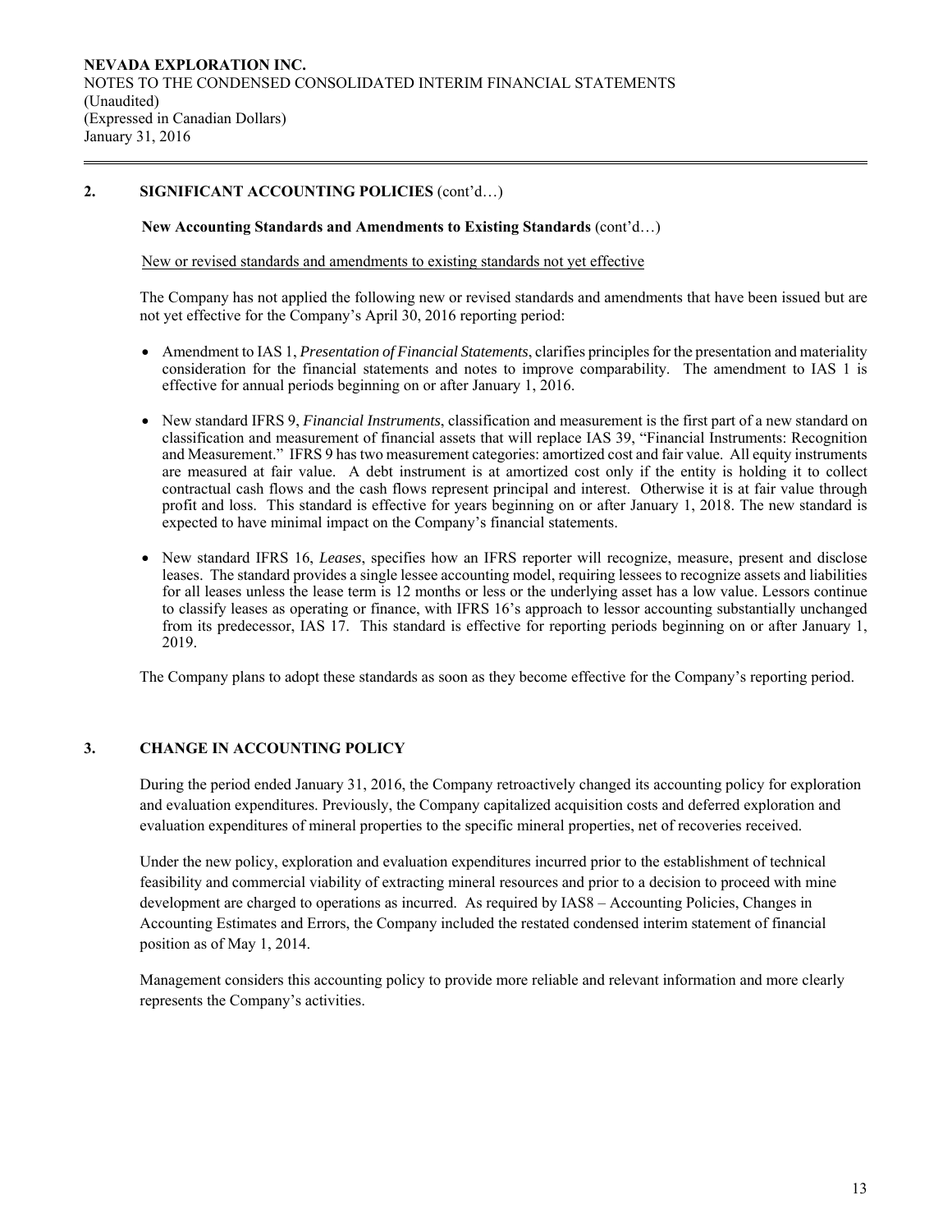## 2. SIGNIFICANT ACCOUNTING POLICIES (cont'd…)

### New Accounting Standards and Amendments to Existing Standards (cont'd…)

New or revised standards and amendments to existing standards not yet effective

The Company has not applied the following new or revised standards and amendments that have been issued but are not yet effective for the Company's April 30, 2016 reporting period:

- Amendment to IAS 1, *Presentation of Financial Statements*, clarifies principles for the presentation and materiality consideration for the financial statements and notes to improve comparability. The amendment to IAS 1 is effective for annual periods beginning on or after January 1, 2016.
- New standard IFRS 9, *Financial Instruments*, classification and measurement is the first part of a new standard on classification and measurement of financial assets that will replace IAS 39, "Financial Instruments: Recognition and Measurement." IFRS 9 has two measurement categories: amortized cost and fair value. All equity instruments are measured at fair value. A debt instrument is at amortized cost only if the entity is holding it to collect contractual cash flows and the cash flows represent principal and interest. Otherwise it is at fair value through profit and loss. This standard is effective for years beginning on or after January 1, 2018. The new standard is expected to have minimal impact on the Company's financial statements.
- New standard IFRS 16, *Leases*, specifies how an IFRS reporter will recognize, measure, present and disclose leases. The standard provides a single lessee accounting model, requiring lessees to recognize assets and liabilities for all leases unless the lease term is 12 months or less or the underlying asset has a low value. Lessors continue to classify leases as operating or finance, with IFRS 16's approach to lessor accounting substantially unchanged from its predecessor, IAS 17. This standard is effective for reporting periods beginning on or after January 1, 2019.

The Company plans to adopt these standards as soon as they become effective for the Company's reporting period.

## 3. CHANGE IN ACCOUNTING POLICY

During the period ended January 31, 2016, the Company retroactively changed its accounting policy for exploration and evaluation expenditures. Previously, the Company capitalized acquisition costs and deferred exploration and evaluation expenditures of mineral properties to the specific mineral properties, net of recoveries received.

Under the new policy, exploration and evaluation expenditures incurred prior to the establishment of technical feasibility and commercial viability of extracting mineral resources and prior to a decision to proceed with mine development are charged to operations as incurred. As required by IAS8 – Accounting Policies, Changes in Accounting Estimates and Errors, the Company included the restated condensed interim statement of financial position as of May 1, 2014.

Management considers this accounting policy to provide more reliable and relevant information and more clearly represents the Company's activities.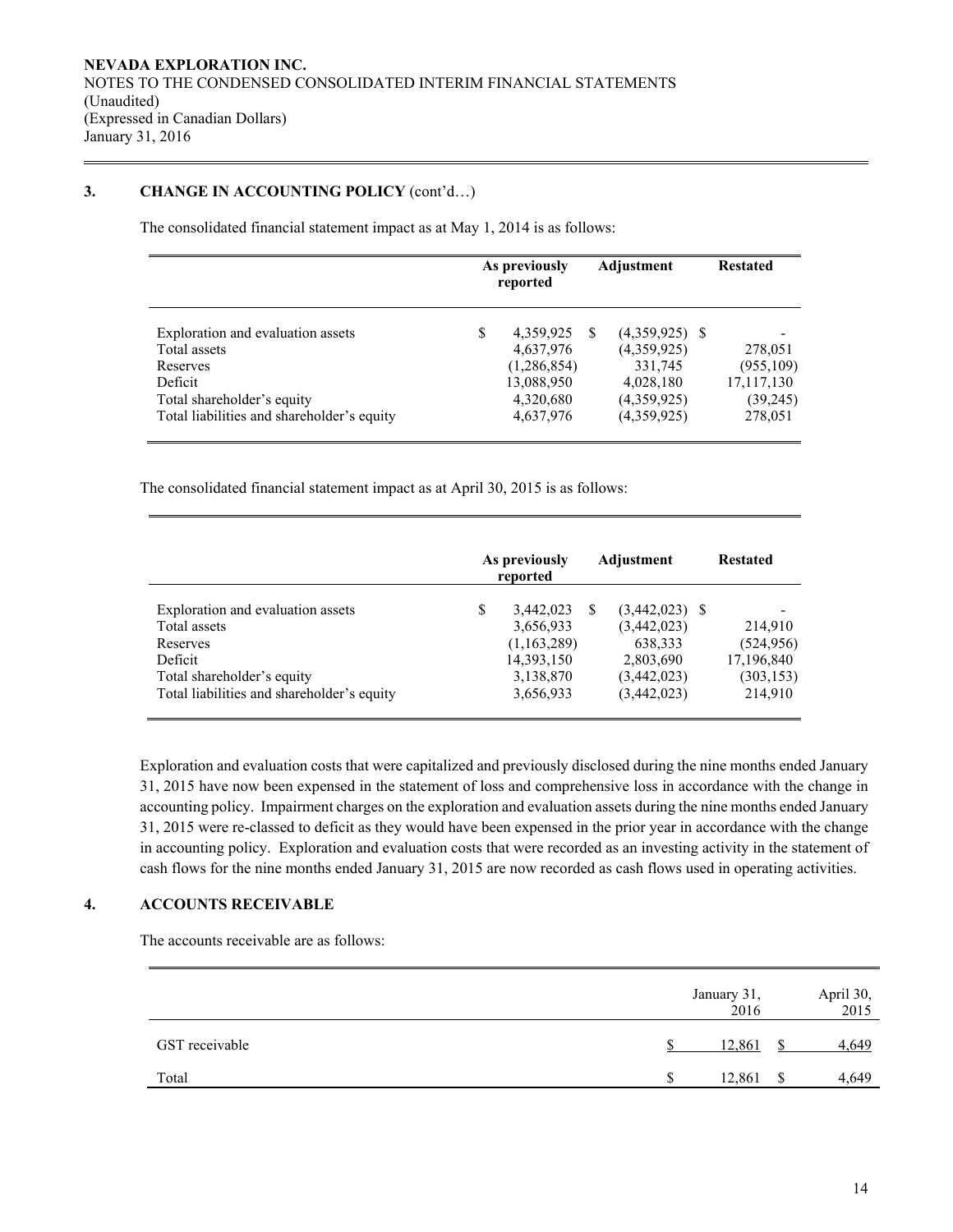## 3. CHANGE IN ACCOUNTING POLICY (cont'd…)

The consolidated financial statement impact as at May 1, 2014 is as follows:

| | As previously reported | Adjustment | Restated |
|---|---|---|---|
| Exploration and evaluation assets | $ 4,359,925 | $ (4,359,925) | $ - |
| Total assets | 4,637,976 | (4,359,925) | 278,051 |
| Reserves | (1,286,854) | 331,745 | (955,109) |
| Deficit | 13,088,950 | 4,028,180 | 17,117,130 |
| Total shareholder's equity | 4,320,680 | (4,359,925) | (39,245) |
| Total liabilities and shareholder's equity | 4,637,976 | (4,359,925) | 278,051 |

The consolidated financial statement impact as at April 30, 2015 is as follows:

| | As previously reported | Adjustment | Restated |
|---|---|---|---|
| Exploration and evaluation assets | $ 3,442,023 | $ (3,442,023) | $ - |
| Total assets | 3,656,933 | (3,442,023) | 214,910 |
| Reserves | (1,163,289) | 638,333 | (524,956) |
| Deficit | 14,393,150 | 2,803,690 | 17,196,840 |
| Total shareholder's equity | 3,138,870 | (3,442,023) | (303,153) |
| Total liabilities and shareholder's equity | 3,656,933 | (3,442,023) | 214,910 |

Exploration and evaluation costs that were capitalized and previously disclosed during the nine months ended January 31, 2015 have now been expensed in the statement of loss and comprehensive loss in accordance with the change in accounting policy. Impairment charges on the exploration and evaluation assets during the nine months ended January 31, 2015 were re-classed to deficit as they would have been expensed in the prior year in accordance with the change in accounting policy. Exploration and evaluation costs that were recorded as an investing activity in the statement of cash flows for the nine months ended January 31, 2015 are now recorded as cash flows used in operating activities.

## 4. ACCOUNTS RECEIVABLE

The accounts receivable are as follows:

| | January 31, 2016 | April 30, 2015 |
|---|---|---|
| GST receivable | $ 12,861 | $ 4,649 |
| Total | $ 12,861 | $ 4,649 |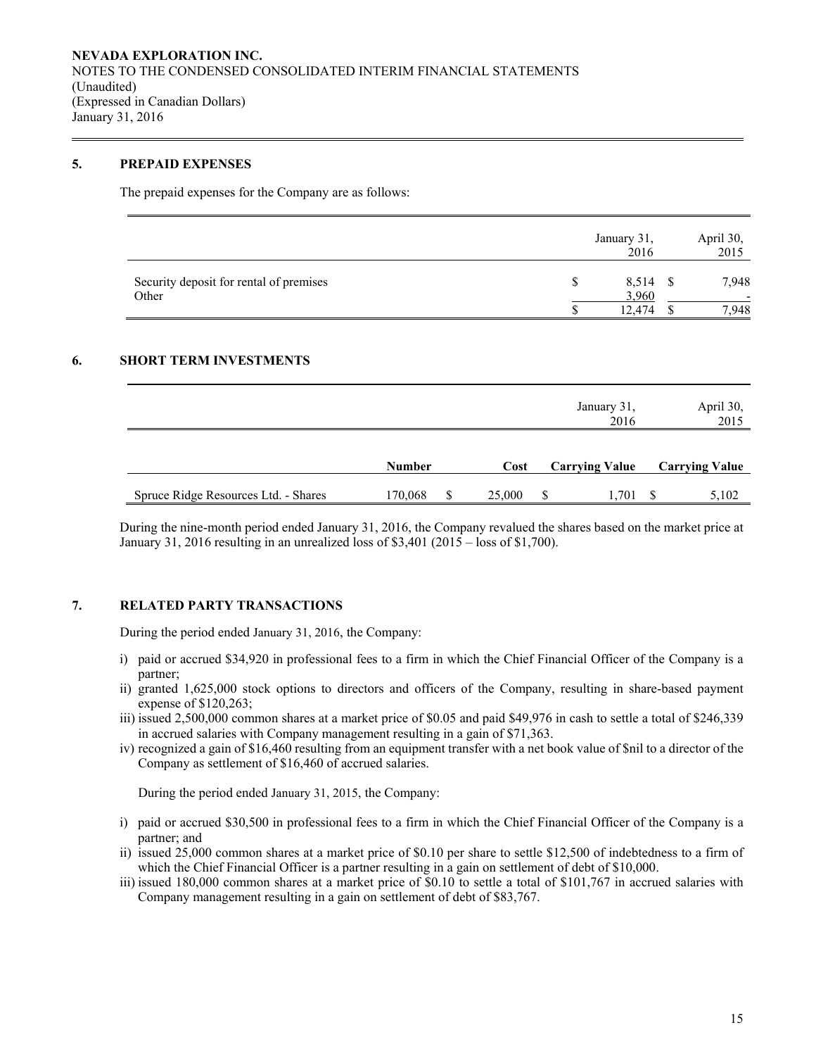NEVADA EXPLORATION INC.
NOTES TO THE CONDENSED CONSOLIDATED INTERIM FINANCIAL STATEMENTS
(Unaudited)
(Expressed in Canadian Dollars)
January 31, 2016

## 5. PREPAID EXPENSES

The prepaid expenses for the Company are as follows:

| | January 31, 2016 | April 30, 2015 |
|---|---|---|
| Security deposit for rental of premises | $ 8,514 | $ 7,948 |
| Other | 3,960 | - |
| | $ 12,474 | $ 7,948 |

## 6. SHORT TERM INVESTMENTS

| | | | January 31, 2016 | April 30, 2015 |
|---|---|---|---|---|
| | **Number** | **Cost** | **Carrying Value** | **Carrying Value** |
| Spruce Ridge Resources Ltd. - Shares | 170,068 | $ 25,000 | $ 1,701 | $ 5,102 |

During the nine-month period ended January 31, 2016, the Company revalued the shares based on the market price at January 31, 2016 resulting in an unrealized loss of $3,401 (2015 – loss of $1,700).

## 7. RELATED PARTY TRANSACTIONS

During the period ended January 31, 2016, the Company:

i) paid or accrued $34,920 in professional fees to a firm in which the Chief Financial Officer of the Company is a partner;
ii) granted 1,625,000 stock options to directors and officers of the Company, resulting in share-based payment expense of $120,263;
iii) issued 2,500,000 common shares at a market price of $0.05 and paid $49,976 in cash to settle a total of $246,339 in accrued salaries with Company management resulting in a gain of $71,363.
iv) recognized a gain of $16,460 resulting from an equipment transfer with a net book value of $nil to a director of the Company as settlement of $16,460 of accrued salaries.

During the period ended January 31, 2015, the Company:

i) paid or accrued $30,500 in professional fees to a firm in which the Chief Financial Officer of the Company is a partner; and
ii) issued 25,000 common shares at a market price of $0.10 per share to settle $12,500 of indebtedness to a firm of which the Chief Financial Officer is a partner resulting in a gain on settlement of debt of $10,000.
iii) issued 180,000 common shares at a market price of $0.10 to settle a total of $101,767 in accrued salaries with Company management resulting in a gain on settlement of debt of $83,767.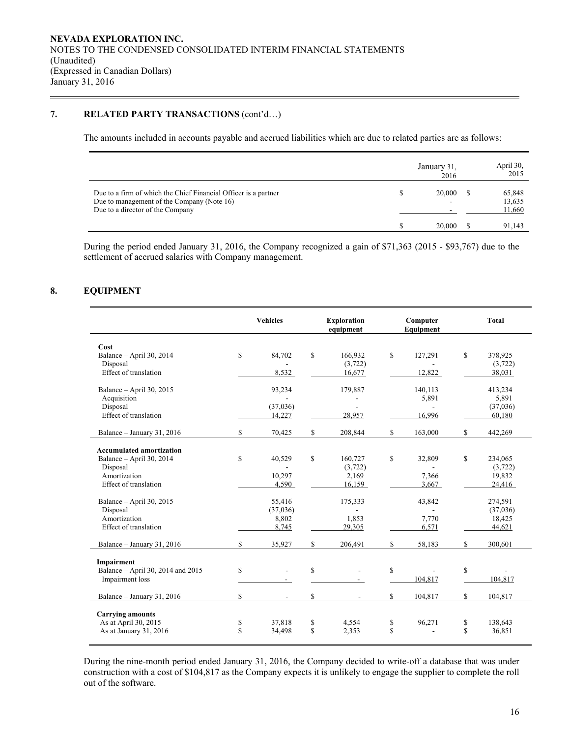NEVADA EXPLORATION INC.
NOTES TO THE CONDENSED CONSOLIDATED INTERIM FINANCIAL STATEMENTS
(Unaudited)
(Expressed in Canadian Dollars)
January 31, 2016

## 7. RELATED PARTY TRANSACTIONS (cont'd…)

The amounts included in accounts payable and accrued liabilities which are due to related parties are as follows:

| | January 31, 2016 | April 30, 2015 |
|---|---|---|
| Due to a firm of which the Chief Financial Officer is a partner | $ 20,000 | $ 65,848 |
| Due to management of the Company (Note 16) | - | 13,635 |
| Due to a director of the Company | - | 11,660 |
| | $ 20,000 | $ 91,143 |

During the period ended January 31, 2016, the Company recognized a gain of $71,363 (2015 - $93,767) due to the settlement of accrued salaries with Company management.

## 8. EQUIPMENT

| | Vehicles | Exploration equipment | Computer Equipment | Total |
|---|---|---|---|---|
| **Cost** | | | | |
| Balance – April 30, 2014 | $ 84,702 | $ 166,932 | $ 127,291 | $ 378,925 |
| Disposal | - | (3,722) | - | (3,722) |
| Effect of translation | 8,532 | 16,677 | 12,822 | 38,031 |
| Balance – April 30, 2015 | 93,234 | 179,887 | 140,113 | 413,234 |
| Acquisition | - | - | 5,891 | 5,891 |
| Disposal | (37,036) | - | - | (37,036) |
| Effect of translation | 14,227 | 28,957 | 16,996 | 60,180 |
| Balance – January 31, 2016 | $ 70,425 | $ 208,844 | $ 163,000 | $ 442,269 |
| **Accumulated amortization** | | | | |
| Balance – April 30, 2014 | $ 40,529 | $ 160,727 | $ 32,809 | $ 234,065 |
| Disposal | - | (3,722) | - | (3,722) |
| Amortization | 10,297 | 2,169 | 7,366 | 19,832 |
| Effect of translation | 4,590 | 16,159 | 3,667 | 24,416 |
| Balance – April 30, 2015 | 55,416 | 175,333 | 43,842 | 274,591 |
| Disposal | (37,036) | - | - | (37,036) |
| Amortization | 8,802 | 1,853 | 7,770 | 18,425 |
| Effect of translation | 8,745 | 29,305 | 6,571 | 44,621 |
| Balance – January 31, 2016 | $ 35,927 | $ 206,491 | $ 58,183 | $ 300,601 |
| **Impairment** | | | | |
| Balance – April 30, 2014 and 2015 | $ - | $ - | $ - | $ - |
| Impairment loss | - | - | 104,817 | 104,817 |
| Balance – January 31, 2016 | $ - | $ - | $ 104,817 | $ 104,817 |
| **Carrying amounts** | | | | |
| As at April 30, 2015 | $ 37,818 | $ 4,554 | $ 96,271 | $ 138,643 |
| As at January 31, 2016 | $ 34,498 | $ 2,353 | $ - | $ 36,851 |

During the nine-month period ended January 31, 2016, the Company decided to write-off a database that was under construction with a cost of $104,817 as the Company expects it is unlikely to engage the supplier to complete the roll out of the software.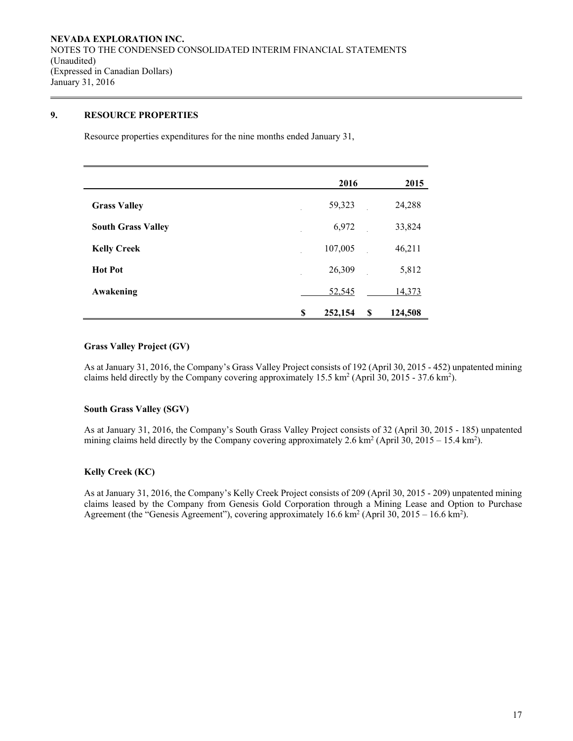NEVADA EXPLORATION INC.
NOTES TO THE CONDENSED CONSOLIDATED INTERIM FINANCIAL STATEMENTS
(Unaudited)
(Expressed in Canadian Dollars)
January 31, 2016

## 9. RESOURCE PROPERTIES

Resource properties expenditures for the nine months ended January 31,

| | 2016 | 2015 |
|---|---|---|
| **Grass Valley** | 59,323 | 24,288 |
| **South Grass Valley** | 6,972 | 33,824 |
| **Kelly Creek** | 107,005 | 46,211 |
| **Hot Pot** | 26,309 | 5,812 |
| **Awakening** | 52,545 | 14,373 |
| | **$ 252,154** | **$ 124,508** |

### Grass Valley Project (GV)

As at January 31, 2016, the Company's Grass Valley Project consists of 192 (April 30, 2015 - 452) unpatented mining claims held directly by the Company covering approximately 15.5 km$^2$ (April 30, 2015 - 37.6 km$^2$).

### South Grass Valley (SGV)

As at January 31, 2016, the Company's South Grass Valley Project consists of 32 (April 30, 2015 - 185) unpatented mining claims held directly by the Company covering approximately 2.6 km$^2$ (April 30, 2015 – 15.4 km$^2$).

### Kelly Creek (KC)

As at January 31, 2016, the Company's Kelly Creek Project consists of 209 (April 30, 2015 - 209) unpatented mining claims leased by the Company from Genesis Gold Corporation through a Mining Lease and Option to Purchase Agreement (the "Genesis Agreement"), covering approximately 16.6 km$^2$ (April 30, 2015 – 16.6 km$^2$).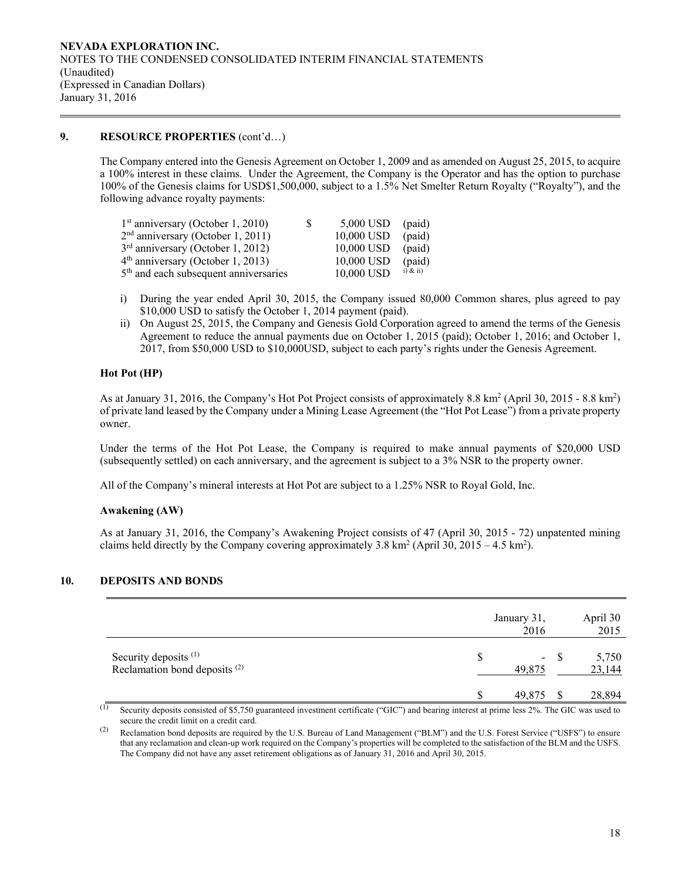**NEVADA EXPLORATION INC.**
NOTES TO THE CONDENSED CONSOLIDATED INTERIM FINANCIAL STATEMENTS
(Unaudited)
(Expressed in Canadian Dollars)
January 31, 2016

## 9. RESOURCE PROPERTIES (cont'd…)

The Company entered into the Genesis Agreement on October 1, 2009 and as amended on August 25, 2015, to acquire a 100% interest in these claims. Under the Agreement, the Company is the Operator and has the option to purchase 100% of the Genesis claims for USD$1,500,000, subject to a 1.5% Net Smelter Return Royalty ("Royalty"), and the following advance royalty payments:

| | | | |
|---|---|---|---|
| 1st anniversary (October 1, 2010) | $ | 5,000 USD | (paid) |
| 2nd anniversary (October 1, 2011) | | 10,000 USD | (paid) |
| 3rd anniversary (October 1, 2012) | | 10,000 USD | (paid) |
| 4th anniversary (October 1, 2013) | | 10,000 USD | (paid) |
| 5th and each subsequent anniversaries | | 10,000 USD | i) & ii) |

i) During the year ended April 30, 2015, the Company issued 80,000 Common shares, plus agreed to pay \$10,000 USD to satisfy the October 1, 2014 payment (paid).

ii) On August 25, 2015, the Company and Genesis Gold Corporation agreed to amend the terms of the Genesis Agreement to reduce the annual payments due on October 1, 2015 (paid); October 1, 2016; and October 1, 2017, from \$50,000 USD to \$10,000USD, subject to each party's rights under the Genesis Agreement.

### Hot Pot (HP)

As at January 31, 2016, the Company's Hot Pot Project consists of approximately 8.8 $km^2$ (April 30, 2015 - 8.8 $km^2$) of private land leased by the Company under a Mining Lease Agreement (the "Hot Pot Lease") from a private property owner.

Under the terms of the Hot Pot Lease, the Company is required to make annual payments of \$20,000 USD (subsequently settled) on each anniversary, and the agreement is subject to a 3% NSR to the property owner.

All of the Company's mineral interests at Hot Pot are subject to a 1.25% NSR to Royal Gold, Inc.

### Awakening (AW)

As at January 31, 2016, the Company's Awakening Project consists of 47 (April 30, 2015 - 72) unpatented mining claims held directly by the Company covering approximately 3.8 $km^2$ (April 30, 2015 – 4.5 $km^2$).

## 10. DEPOSITS AND BONDS

| | January 31, 2016 | April 30 2015 |
|---|---|---|
| Security deposits (1) | $ - | $ 5,750 |
| Reclamation bond deposits (2) | 49,875 | 23,144 |
| | $ 49,875 | $ 28,894 |

(1) Security deposits consisted of \$5,750 guaranteed investment certificate ("GIC") and bearing interest at prime less 2%. The GIC was used to secure the credit limit on a credit card.

(2) Reclamation bond deposits are required by the U.S. Bureau of Land Management ("BLM") and the U.S. Forest Service ("USFS") to ensure that any reclamation and clean-up work required on the Company's properties will be completed to the satisfaction of the BLM and the USFS. The Company did not have any asset retirement obligations as of January 31, 2016 and April 30, 2015.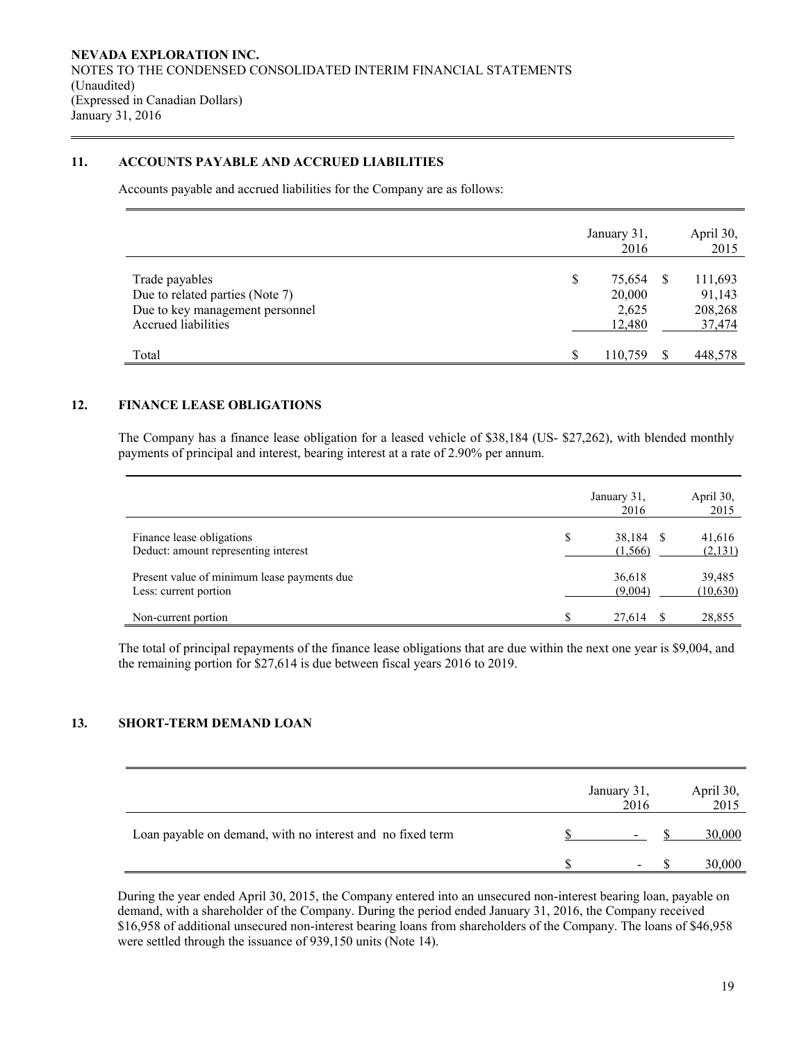NEVADA EXPLORATION INC.
NOTES TO THE CONDENSED CONSOLIDATED INTERIM FINANCIAL STATEMENTS
(Unaudited)
(Expressed in Canadian Dollars)
January 31, 2016

## 11. ACCOUNTS PAYABLE AND ACCRUED LIABILITIES

Accounts payable and accrued liabilities for the Company are as follows:

| | January 31, 2016 | April 30, 2015 |
|---|---|---|
| Trade payables | $ 75,654 | $ 111,693 |
| Due to related parties (Note 7) | 20,000 | 91,143 |
| Due to key management personnel | 2,625 | 208,268 |
| Accrued liabilities | 12,480 | 37,474 |
| Total | $ 110,759 | $ 448,578 |

## 12. FINANCE LEASE OBLIGATIONS

The Company has a finance lease obligation for a leased vehicle of $38,184 (US- $27,262), with blended monthly payments of principal and interest, bearing interest at a rate of 2.90% per annum.

| | January 31, 2016 | April 30, 2015 |
|---|---|---|
| Finance lease obligations | $ 38,184 | $ 41,616 |
| Deduct: amount representing interest | (1,566) | (2,131) |
| Present value of minimum lease payments due | 36,618 | 39,485 |
| Less: current portion | (9,004) | (10,630) |
| Non-current portion | $ 27,614 | $ 28,855 |

The total of principal repayments of the finance lease obligations that are due within the next one year is $9,004, and the remaining portion for $27,614 is due between fiscal years 2016 to 2019.

## 13. SHORT-TERM DEMAND LOAN

| | January 31, 2016 | April 30, 2015 |
|---|---|---|
| Loan payable on demand, with no interest and no fixed term | $ - | $ 30,000 |
| | $ - | $ 30,000 |

During the year ended April 30, 2015, the Company entered into an unsecured non-interest bearing loan, payable on demand, with a shareholder of the Company. During the period ended January 31, 2016, the Company received $16,958 of additional unsecured non-interest bearing loans from shareholders of the Company. The loans of $46,958 were settled through the issuance of 939,150 units (Note 14).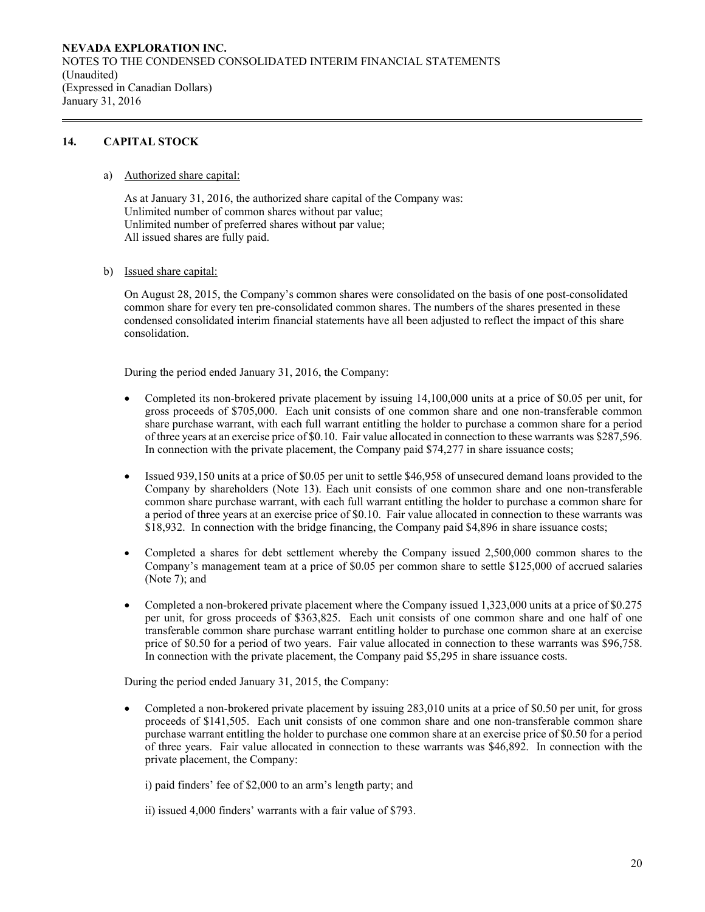## 14. CAPITAL STOCK

a) Authorized share capital:

As at January 31, 2016, the authorized share capital of the Company was:
Unlimited number of common shares without par value;
Unlimited number of preferred shares without par value;
All issued shares are fully paid.

b) Issued share capital:

On August 28, 2015, the Company's common shares were consolidated on the basis of one post-consolidated common share for every ten pre-consolidated common shares. The numbers of the shares presented in these condensed consolidated interim financial statements have all been adjusted to reflect the impact of this share consolidation.

During the period ended January 31, 2016, the Company:

- Completed its non-brokered private placement by issuing 14,100,000 units at a price of $0.05 per unit, for gross proceeds of $705,000. Each unit consists of one common share and one non-transferable common share purchase warrant, with each full warrant entitling the holder to purchase a common share for a period of three years at an exercise price of $0.10. Fair value allocated in connection to these warrants was $287,596. In connection with the private placement, the Company paid $74,277 in share issuance costs;
- Issued 939,150 units at a price of $0.05 per unit to settle $46,958 of unsecured demand loans provided to the Company by shareholders (Note 13). Each unit consists of one common share and one non-transferable common share purchase warrant, with each full warrant entitling the holder to purchase a common share for a period of three years at an exercise price of $0.10. Fair value allocated in connection to these warrants was $18,932. In connection with the bridge financing, the Company paid $4,896 in share issuance costs;
- Completed a shares for debt settlement whereby the Company issued 2,500,000 common shares to the Company's management team at a price of $0.05 per common share to settle $125,000 of accrued salaries (Note 7); and
- Completed a non-brokered private placement where the Company issued 1,323,000 units at a price of $0.275 per unit, for gross proceeds of $363,825. Each unit consists of one common share and one half of one transferable common share purchase warrant entitling holder to purchase one common share at an exercise price of $0.50 for a period of two years. Fair value allocated in connection to these warrants was $96,758. In connection with the private placement, the Company paid $5,295 in share issuance costs.

During the period ended January 31, 2015, the Company:

- Completed a non-brokered private placement by issuing 283,010 units at a price of $0.50 per unit, for gross proceeds of $141,505. Each unit consists of one common share and one non-transferable common share purchase warrant entitling the holder to purchase one common share at an exercise price of $0.50 for a period of three years. Fair value allocated in connection to these warrants was $46,892. In connection with the private placement, the Company:

  i) paid finders' fee of $2,000 to an arm's length party; and

  ii) issued 4,000 finders' warrants with a fair value of $793.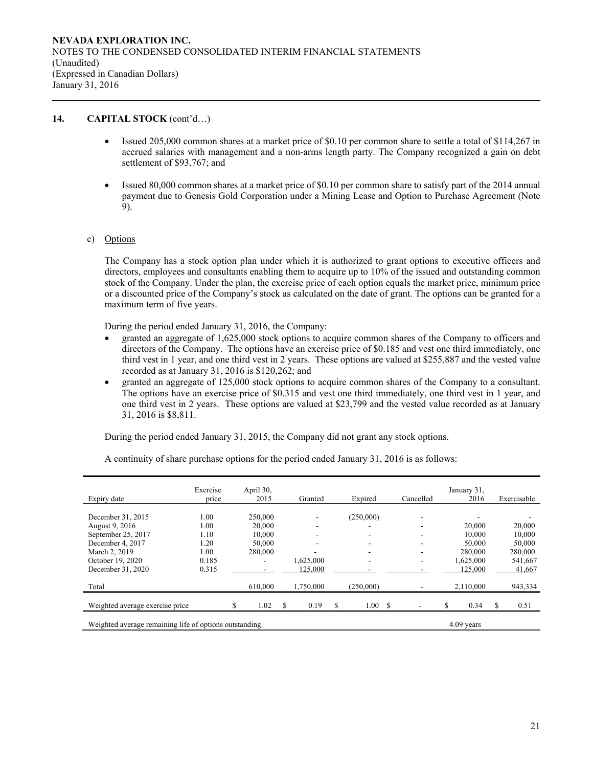**NEVADA EXPLORATION INC.**
NOTES TO THE CONDENSED CONSOLIDATED INTERIM FINANCIAL STATEMENTS
(Unaudited)
(Expressed in Canadian Dollars)
January 31, 2016

## 14. CAPITAL STOCK (cont'd…)

- Issued 205,000 common shares at a market price of $0.10 per common share to settle a total of $114,267 in accrued salaries with management and a non-arms length party. The Company recognized a gain on debt settlement of $93,767; and

- Issued 80,000 common shares at a market price of $0.10 per common share to satisfy part of the 2014 annual payment due to Genesis Gold Corporation under a Mining Lease and Option to Purchase Agreement (Note 9).

c) Options

The Company has a stock option plan under which it is authorized to grant options to executive officers and directors, employees and consultants enabling them to acquire up to 10% of the issued and outstanding common stock of the Company. Under the plan, the exercise price of each option equals the market price, minimum price or a discounted price of the Company's stock as calculated on the date of grant. The options can be granted for a maximum term of five years.

During the period ended January 31, 2016, the Company:

- granted an aggregate of 1,625,000 stock options to acquire common shares of the Company to officers and directors of the Company. The options have an exercise price of $0.185 and vest one third immediately, one third vest in 1 year, and one third vest in 2 years. These options are valued at $255,887 and the vested value recorded as at January 31, 2016 is $120,262; and
- granted an aggregate of 125,000 stock options to acquire common shares of the Company to a consultant. The options have an exercise price of $0.315 and vest one third immediately, one third vest in 1 year, and one third vest in 2 years. These options are valued at $23,799 and the vested value recorded as at January 31, 2016 is $8,811.

During the period ended January 31, 2015, the Company did not grant any stock options.

A continuity of share purchase options for the period ended January 31, 2016 is as follows:

| Expiry date | Exercise price | April 30, 2015 | Granted | Expired | Cancelled | January 31, 2016 | Exercisable |
|---|---|---|---|---|---|---|---|
| December 31, 2015 | 1.00 | 250,000 | - | (250,000) | - | - | - |
| August 9, 2016 | 1.00 | 20,000 | - | - | - | 20,000 | 20,000 |
| September 25, 2017 | 1.10 | 10,000 | - | - | - | 10,000 | 10,000 |
| December 4, 2017 | 1.20 | 50,000 | - | - | - | 50,000 | 50,000 |
| March 2, 2019 | 1.00 | 280,000 | - | - | - | 280,000 | 280,000 |
| October 19, 2020 | 0.185 | - | 1,625,000 | - | - | 1,625,000 | 541,667 |
| December 31, 2020 | 0.315 | - | 125,000 | - | - | 125,000 | 41,667 |
| Total | | 610,000 | 1,750,000 | (250,000) | - | 2,110,000 | 943,334 |
| Weighted average exercise price | | $ 1.02 | $ 0.19 | $ 1.00 | $ - | $ 0.34 | $ 0.51 |
| Weighted average remaining life of options outstanding | | | | | | 4.09 years | |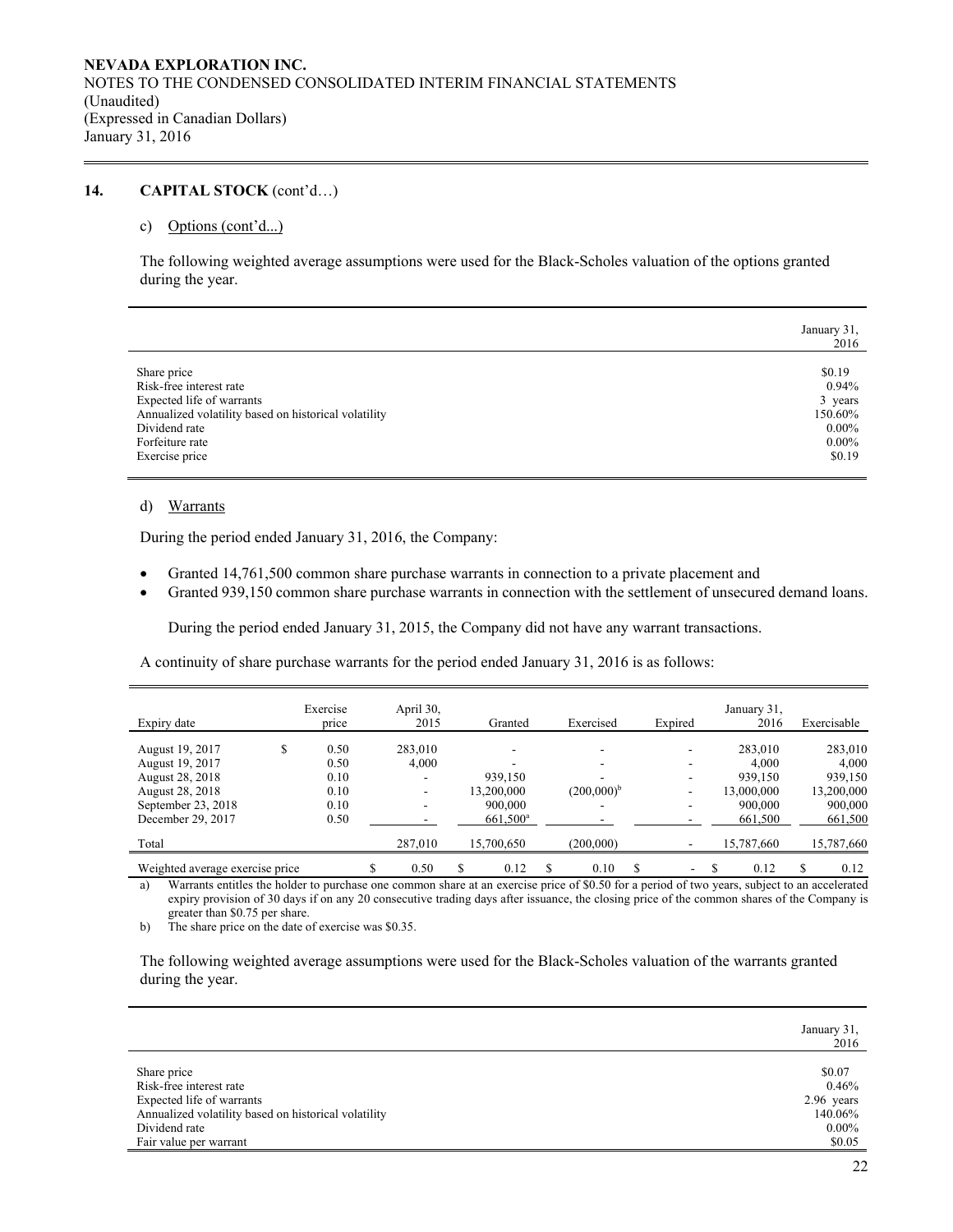**NEVADA EXPLORATION INC.**
NOTES TO THE CONDENSED CONSOLIDATED INTERIM FINANCIAL STATEMENTS
(Unaudited)
(Expressed in Canadian Dollars)
January 31, 2016

## 14. CAPITAL STOCK (cont'd…)

### c) Options (cont'd...)

The following weighted average assumptions were used for the Black-Scholes valuation of the options granted during the year.

| | January 31, 2016 |
|---|---|
| Share price | $0.19 |
| Risk-free interest rate | 0.94% |
| Expected life of warrants | 3 years |
| Annualized volatility based on historical volatility | 150.60% |
| Dividend rate | 0.00% |
| Forfeiture rate | 0.00% |
| Exercise price | $0.19 |

### d) Warrants

During the period ended January 31, 2016, the Company:

- Granted 14,761,500 common share purchase warrants in connection to a private placement and
- Granted 939,150 common share purchase warrants in connection with the settlement of unsecured demand loans.

During the period ended January 31, 2015, the Company did not have any warrant transactions.

A continuity of share purchase warrants for the period ended January 31, 2016 is as follows:

| Expiry date | Exercise price | April 30, 2015 | Granted | Exercised | Expired | January 31, 2016 | Exercisable |
|---|---|---|---|---|---|---|---|
| August 19, 2017 | $ 0.50 | 283,010 | - | - | - | 283,010 | 283,010 |
| August 19, 2017 | 0.50 | 4,000 | - | - | - | 4,000 | 4,000 |
| August 28, 2018 | 0.10 | - | 939,150 | - | - | 939,150 | 939,150 |
| August 28, 2018 | 0.10 | - | 13,200,000 | (200,000)[b] | - | 13,000,000 | 13,200,000 |
| September 23, 2018 | 0.10 | - | 900,000 | - | - | 900,000 | 900,000 |
| December 29, 2017 | 0.50 | - | 661,500[a] | - | - | 661,500 | 661,500 |
| Total | | 287,010 | 15,700,650 | (200,000) | - | 15,787,660 | 15,787,660 |
| Weighted average exercise price | | $ 0.50 | $ 0.12 | $ 0.10 | $ - | $ 0.12 | $ 0.12 |

a) Warrants entitles the holder to purchase one common share at an exercise price of $0.50 for a period of two years, subject to an accelerated expiry provision of 30 days if on any 20 consecutive trading days after issuance, the closing price of the common shares of the Company is greater than $0.75 per share.

b) The share price on the date of exercise was $0.35.

The following weighted average assumptions were used for the Black-Scholes valuation of the warrants granted during the year.

| | January 31, 2016 |
|---|---|
| Share price | $0.07 |
| Risk-free interest rate | 0.46% |
| Expected life of warrants | 2.96 years |
| Annualized volatility based on historical volatility | 140.06% |
| Dividend rate | 0.00% |
| Fair value per warrant | $0.05 |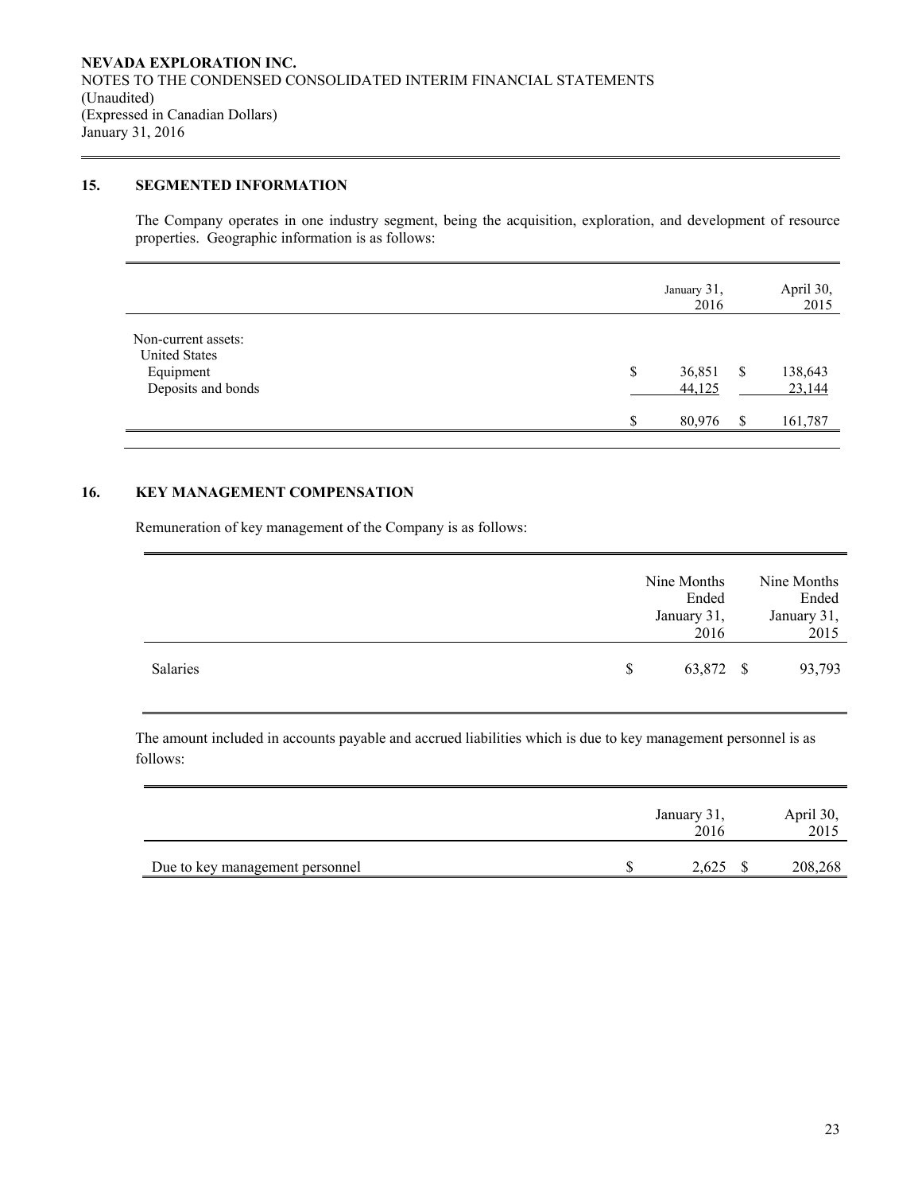**NEVADA EXPLORATION INC.**
NOTES TO THE CONDENSED CONSOLIDATED INTERIM FINANCIAL STATEMENTS
(Unaudited)
(Expressed in Canadian Dollars)
January 31, 2016

## 15. SEGMENTED INFORMATION

The Company operates in one industry segment, being the acquisition, exploration, and development of resource properties. Geographic information is as follows:

| | January 31, 2016 | April 30, 2015 |
|---|---|---|
| Non-current assets: | | |
| United States | | |
| Equipment | $ 36,851 | $ 138,643 |
| Deposits and bonds | 44,125 | 23,144 |
| | $ 80,976 | $ 161,787 |

## 16. KEY MANAGEMENT COMPENSATION

Remuneration of key management of the Company is as follows:

| | Nine Months Ended January 31, 2016 | Nine Months Ended January 31, 2015 |
|---|---|---|
| Salaries | $ 63,872 | $ 93,793 |

The amount included in accounts payable and accrued liabilities which is due to key management personnel is as follows:

| | January 31, 2016 | April 30, 2015 |
|---|---|---|
| Due to key management personnel | $ 2,625 | $ 208,268 |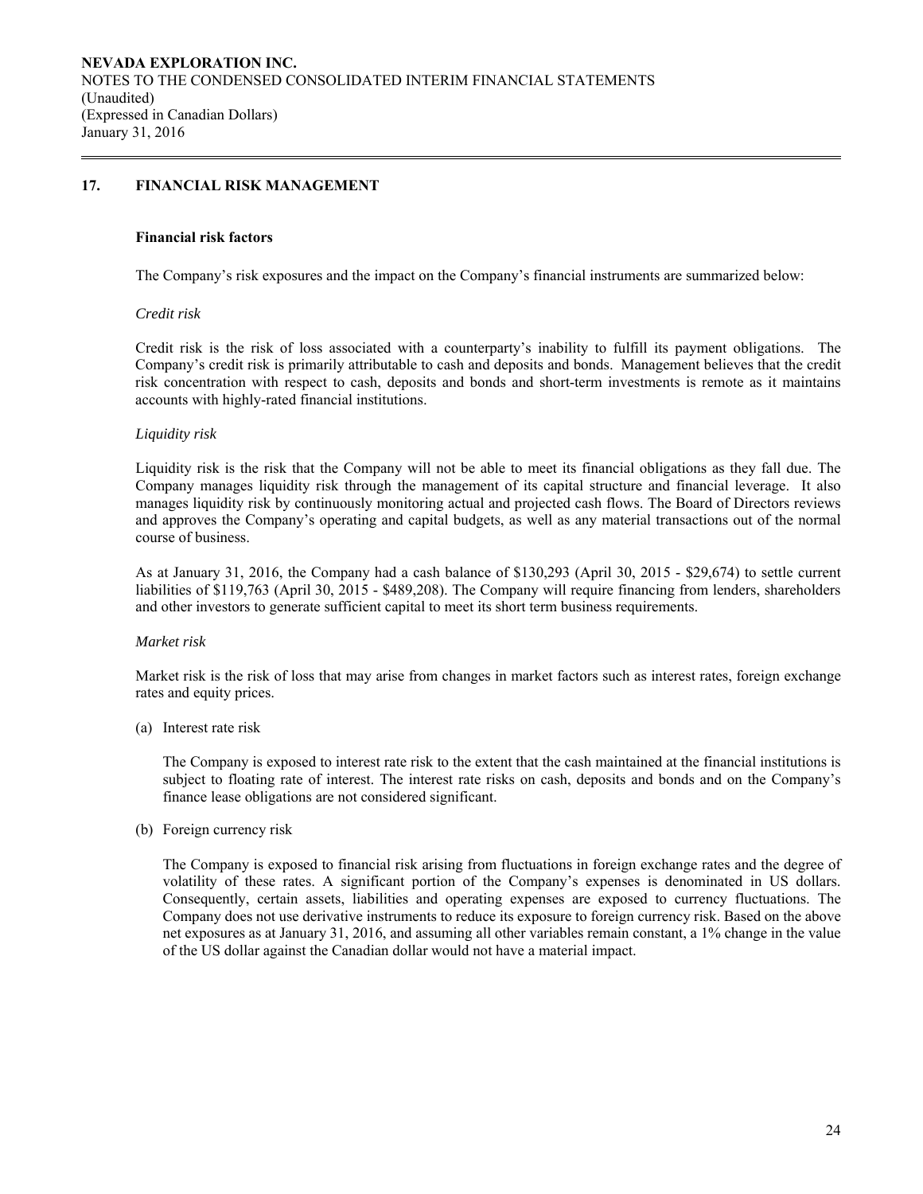## 17. FINANCIAL RISK MANAGEMENT

### Financial risk factors

The Company's risk exposures and the impact on the Company's financial instruments are summarized below:

*Credit risk*

Credit risk is the risk of loss associated with a counterparty's inability to fulfill its payment obligations. The Company's credit risk is primarily attributable to cash and deposits and bonds. Management believes that the credit risk concentration with respect to cash, deposits and bonds and short-term investments is remote as it maintains accounts with highly-rated financial institutions.

*Liquidity risk*

Liquidity risk is the risk that the Company will not be able to meet its financial obligations as they fall due. The Company manages liquidity risk through the management of its capital structure and financial leverage. It also manages liquidity risk by continuously monitoring actual and projected cash flows. The Board of Directors reviews and approves the Company's operating and capital budgets, as well as any material transactions out of the normal course of business.

As at January 31, 2016, the Company had a cash balance of $130,293 (April 30, 2015 - $29,674) to settle current liabilities of $119,763 (April 30, 2015 - $489,208). The Company will require financing from lenders, shareholders and other investors to generate sufficient capital to meet its short term business requirements.

*Market risk*

Market risk is the risk of loss that may arise from changes in market factors such as interest rates, foreign exchange rates and equity prices.

(a) Interest rate risk

The Company is exposed to interest rate risk to the extent that the cash maintained at the financial institutions is subject to floating rate of interest. The interest rate risks on cash, deposits and bonds and on the Company's finance lease obligations are not considered significant.

(b) Foreign currency risk

The Company is exposed to financial risk arising from fluctuations in foreign exchange rates and the degree of volatility of these rates. A significant portion of the Company's expenses is denominated in US dollars. Consequently, certain assets, liabilities and operating expenses are exposed to currency fluctuations. The Company does not use derivative instruments to reduce its exposure to foreign currency risk. Based on the above net exposures as at January 31, 2016, and assuming all other variables remain constant, a 1% change in the value of the US dollar against the Canadian dollar would not have a material impact.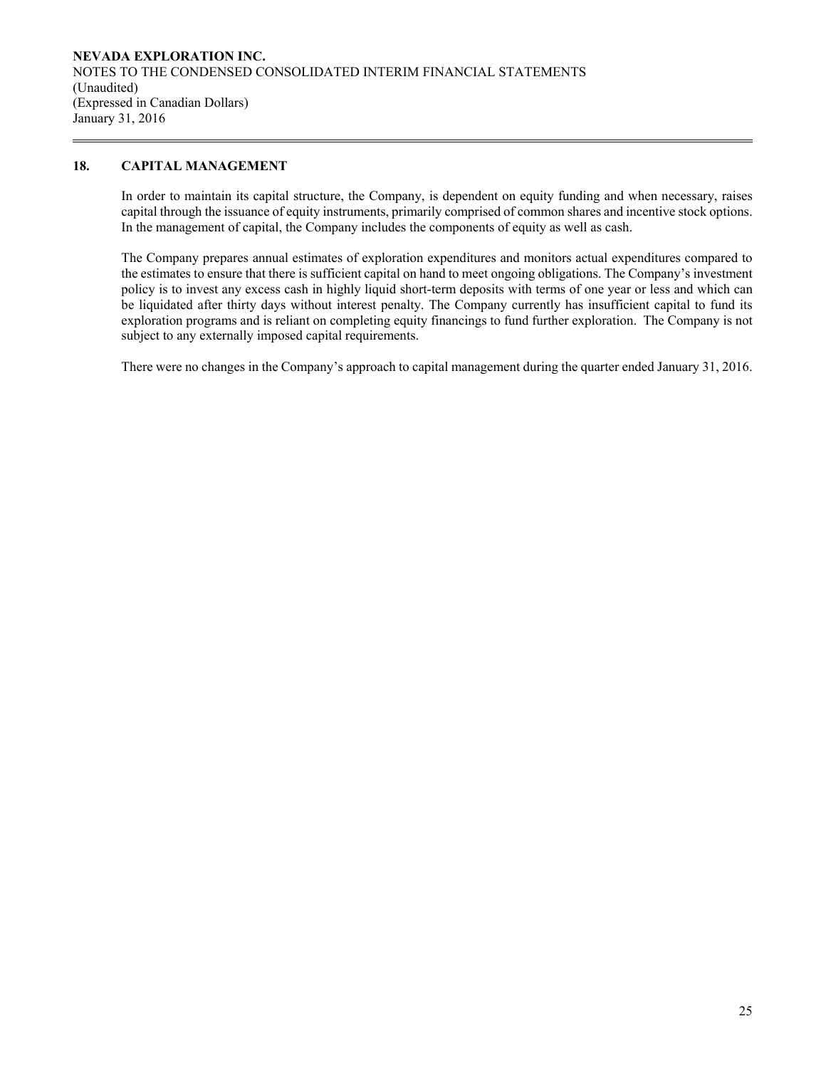## 18. CAPITAL MANAGEMENT

In order to maintain its capital structure, the Company, is dependent on equity funding and when necessary, raises capital through the issuance of equity instruments, primarily comprised of common shares and incentive stock options. In the management of capital, the Company includes the components of equity as well as cash.

The Company prepares annual estimates of exploration expenditures and monitors actual expenditures compared to the estimates to ensure that there is sufficient capital on hand to meet ongoing obligations. The Company's investment policy is to invest any excess cash in highly liquid short-term deposits with terms of one year or less and which can be liquidated after thirty days without interest penalty. The Company currently has insufficient capital to fund its exploration programs and is reliant on completing equity financings to fund further exploration. The Company is not subject to any externally imposed capital requirements.

There were no changes in the Company's approach to capital management during the quarter ended January 31, 2016.